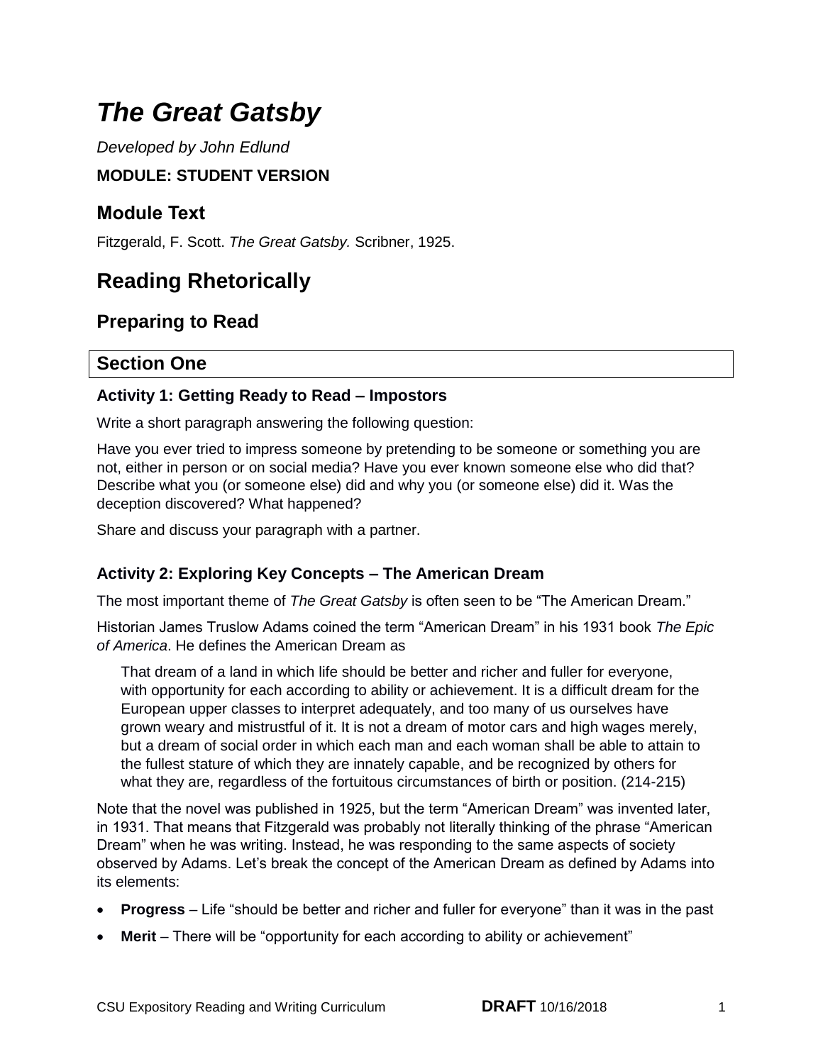# *The Great Gatsby*

*Developed by John Edlund*

**MODULE: STUDENT VERSION**

## Module Text

Fitzgerald, F. Scott. *The Great Gatsby.* Scribner, 1925.

# Reading Rhetorically

## Preparing to Read

## Section One

### Activity 1: Getting Ready to Read – Impostors

Write a short paragraph answering the following question:

Have you ever tried to impress someone by pretending to be someone or something you are not, either in person or on social media? Have you ever known someone else who did that? Describe what you (or someone else) did and why you (or someone else) did it. Was the deception discovered? What happened?

Share and discuss your paragraph with a partner.

### Activity 2: Exploring Key Concepts – The American Dream

The most important theme of *The Great Gatsby* is often seen to be "The American Dream."

Historian James Truslow Adams coined the term "American Dream" in his 1931 book *The Epic of America*. He defines the American Dream as

> That dream of a land in which life should be better and richer and fuller for everyone, with opportunity for each according to ability or achievement. It is a difficult dream for the European upper classes to interpret adequately, and too many of us ourselves have grown weary and mistrustful of it. It is not a dream of motor cars and high wages merely, but a dream of social order in which each man and each woman shall be able to attain to the fullest stature of which they are innately capable, and be recognized by others for what they are, regardless of the fortuitous circumstances of birth or position. (214-215)

Note that the novel was published in 1925, but the term "American Dream" was invented later, in 1931. That means that Fitzgerald was probably not literally thinking of the phrase "American Dream" when he was writing. Instead, he was responding to the same aspects of society observed by Adams. Let's break the concept of the American Dream as defined by Adams into its elements:

- **Progress** – Life "should be better and richer and fuller for everyone" than it was in the past
- **Merit** – There will be "opportunity for each according to ability or achievement"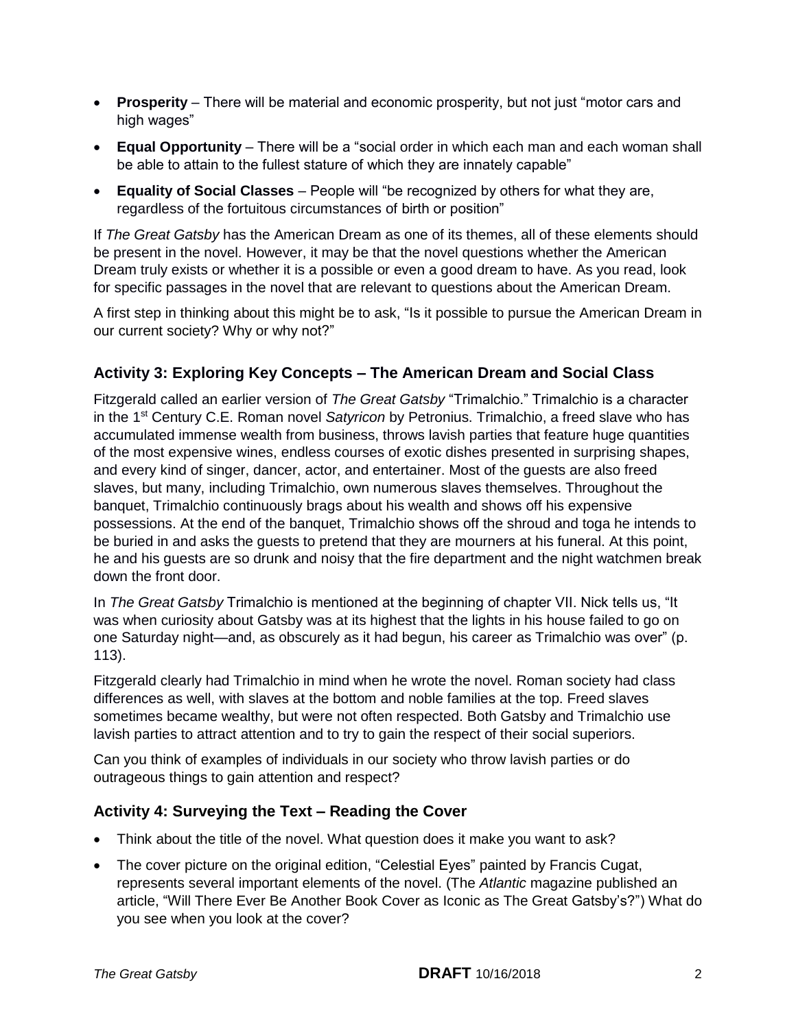- **Prosperity** – There will be material and economic prosperity, but not just "motor cars and high wages"
- **Equal Opportunity** – There will be a "social order in which each man and each woman shall be able to attain to the fullest stature of which they are innately capable"
- **Equality of Social Classes** – People will "be recognized by others for what they are, regardless of the fortuitous circumstances of birth or position"

If *The Great Gatsby* has the American Dream as one of its themes, all of these elements should be present in the novel. However, it may be that the novel questions whether the American Dream truly exists or whether it is a possible or even a good dream to have. As you read, look for specific passages in the novel that are relevant to questions about the American Dream.

A first step in thinking about this might be to ask, "Is it possible to pursue the American Dream in our current society? Why or why not?"

## Activity 3: Exploring Key Concepts – The American Dream and Social Class

Fitzgerald called an earlier version of *The Great Gatsby* "Trimalchio." Trimalchio is a character in the 1st Century C.E. Roman novel *Satyricon* by Petronius. Trimalchio, a freed slave who has accumulated immense wealth from business, throws lavish parties that feature huge quantities of the most expensive wines, endless courses of exotic dishes presented in surprising shapes, and every kind of singer, dancer, actor, and entertainer. Most of the guests are also freed slaves, but many, including Trimalchio, own numerous slaves themselves. Throughout the banquet, Trimalchio continuously brags about his wealth and shows off his expensive possessions. At the end of the banquet, Trimalchio shows off the shroud and toga he intends to be buried in and asks the guests to pretend that they are mourners at his funeral. At this point, he and his guests are so drunk and noisy that the fire department and the night watchmen break down the front door.

In *The Great Gatsby* Trimalchio is mentioned at the beginning of chapter VII. Nick tells us, "It was when curiosity about Gatsby was at its highest that the lights in his house failed to go on one Saturday night—and, as obscurely as it had begun, his career as Trimalchio was over" (p. 113).

Fitzgerald clearly had Trimalchio in mind when he wrote the novel. Roman society had class differences as well, with slaves at the bottom and noble families at the top. Freed slaves sometimes became wealthy, but were not often respected. Both Gatsby and Trimalchio use lavish parties to attract attention and to try to gain the respect of their social superiors.

Can you think of examples of individuals in our society who throw lavish parties or do outrageous things to gain attention and respect?

## Activity 4: Surveying the Text – Reading the Cover

- Think about the title of the novel. What question does it make you want to ask?
- The cover picture on the original edition, "Celestial Eyes" painted by Francis Cugat, represents several important elements of the novel. (The *Atlantic* magazine published an article, "Will There Ever Be Another Book Cover as Iconic as The Great Gatsby's?") What do you see when you look at the cover?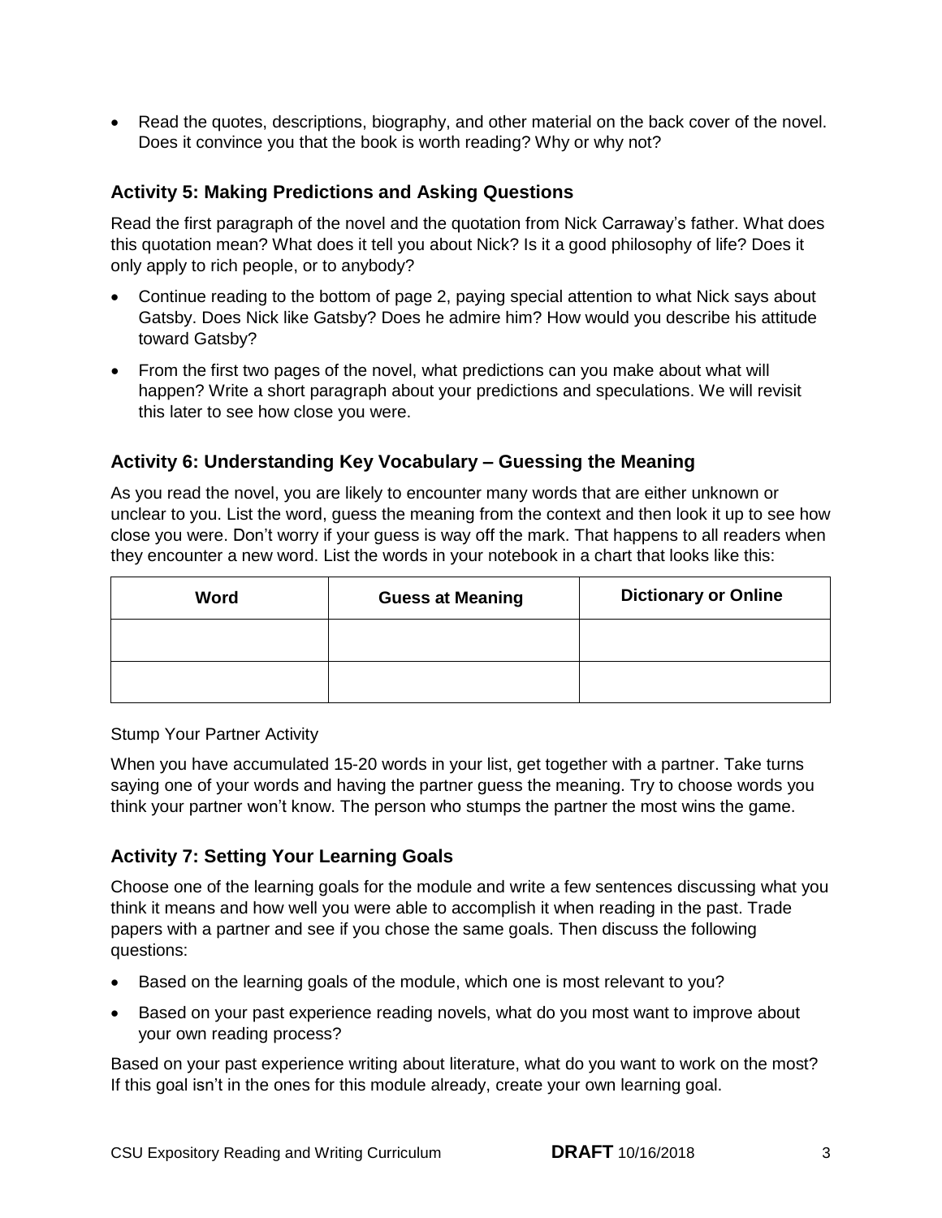- Read the quotes, descriptions, biography, and other material on the back cover of the novel. Does it convince you that the book is worth reading? Why or why not?

### Activity 5: Making Predictions and Asking Questions

Read the first paragraph of the novel and the quotation from Nick Carraway's father. What does this quotation mean? What does it tell you about Nick? Is it a good philosophy of life? Does it only apply to rich people, or to anybody?

- Continue reading to the bottom of page 2, paying special attention to what Nick says about Gatsby. Does Nick like Gatsby? Does he admire him? How would you describe his attitude toward Gatsby?
- From the first two pages of the novel, what predictions can you make about what will happen? Write a short paragraph about your predictions and speculations. We will revisit this later to see how close you were.

### Activity 6: Understanding Key Vocabulary – Guessing the Meaning

As you read the novel, you are likely to encounter many words that are either unknown or unclear to you. List the word, guess the meaning from the context and then look it up to see how close you were. Don't worry if your guess is way off the mark. That happens to all readers when they encounter a new word. List the words in your notebook in a chart that looks like this:

| Word | Guess at Meaning | Dictionary or Online |
|---|---|---|
| | | |
| | | |

Stump Your Partner Activity

When you have accumulated 15-20 words in your list, get together with a partner. Take turns saying one of your words and having the partner guess the meaning. Try to choose words you think your partner won't know. The person who stumps the partner the most wins the game.

### Activity 7: Setting Your Learning Goals

Choose one of the learning goals for the module and write a few sentences discussing what you think it means and how well you were able to accomplish it when reading in the past. Trade papers with a partner and see if you chose the same goals. Then discuss the following questions:

- Based on the learning goals of the module, which one is most relevant to you?
- Based on your past experience reading novels, what do you most want to improve about your own reading process?

Based on your past experience writing about literature, what do you want to work on the most? If this goal isn't in the ones for this module already, create your own learning goal.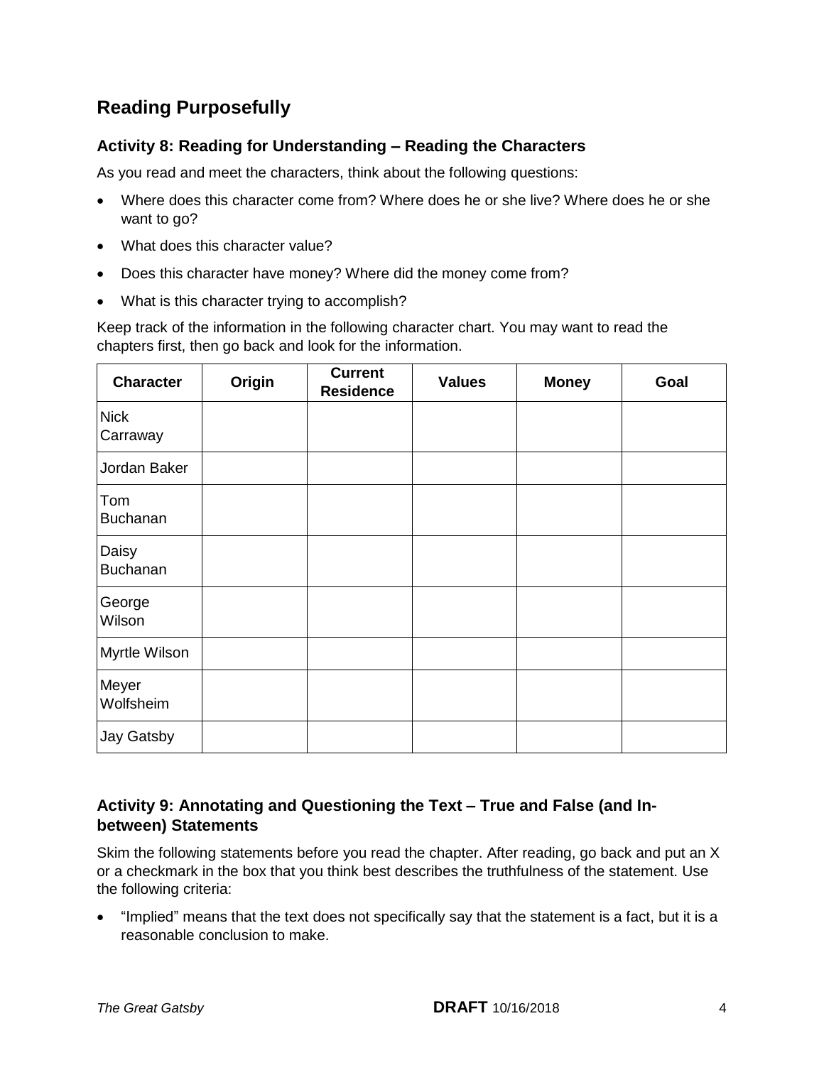## Reading Purposefully

### Activity 8: Reading for Understanding – Reading the Characters

As you read and meet the characters, think about the following questions:

- Where does this character come from? Where does he or she live? Where does he or she want to go?
- What does this character value?
- Does this character have money? Where did the money come from?
- What is this character trying to accomplish?

Keep track of the information in the following character chart. You may want to read the chapters first, then go back and look for the information.

| Character | Origin | Current Residence | Values | Money | Goal |
|---|---|---|---|---|---|
| Nick Carraway | | | | | |
| Jordan Baker | | | | | |
| Tom Buchanan | | | | | |
| Daisy Buchanan | | | | | |
| George Wilson | | | | | |
| Myrtle Wilson | | | | | |
| Meyer Wolfsheim | | | | | |
| Jay Gatsby | | | | | |

### Activity 9: Annotating and Questioning the Text – True and False (and In-between) Statements

Skim the following statements before you read the chapter. After reading, go back and put an X or a checkmark in the box that you think best describes the truthfulness of the statement. Use the following criteria:

- "Implied" means that the text does not specifically say that the statement is a fact, but it is a reasonable conclusion to make.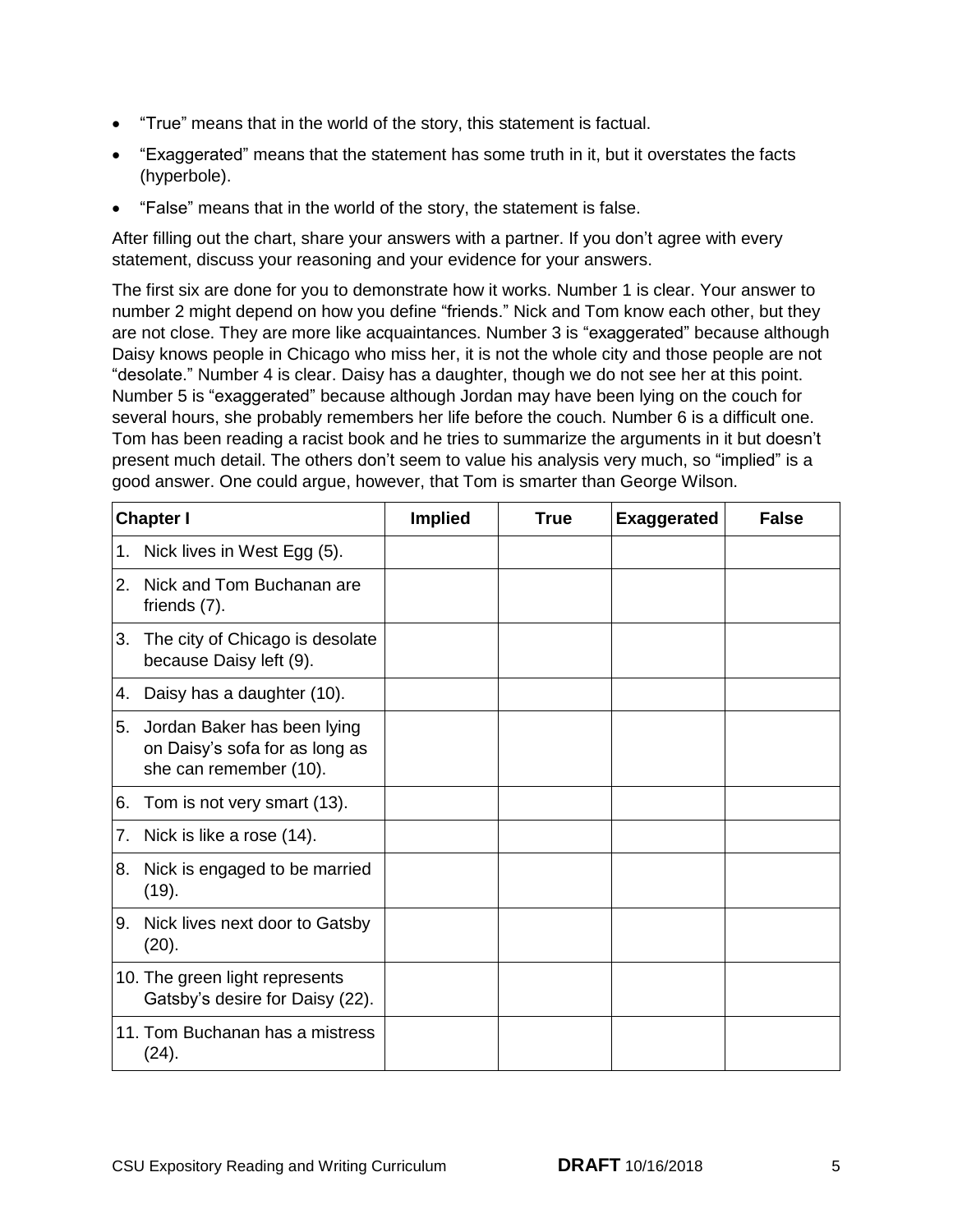- “True” means that in the world of the story, this statement is factual.
- “Exaggerated” means that the statement has some truth in it, but it overstates the facts (hyperbole).
- “False” means that in the world of the story, the statement is false.

After filling out the chart, share your answers with a partner. If you don’t agree with every statement, discuss your reasoning and your evidence for your answers.

The first six are done for you to demonstrate how it works. Number 1 is clear. Your answer to number 2 might depend on how you define “friends.” Nick and Tom know each other, but they are not close. They are more like acquaintances. Number 3 is “exaggerated” because although Daisy knows people in Chicago who miss her, it is not the whole city and those people are not “desolate.” Number 4 is clear. Daisy has a daughter, though we do not see her at this point. Number 5 is “exaggerated” because although Jordan may have been lying on the couch for several hours, she probably remembers her life before the couch. Number 6 is a difficult one. Tom has been reading a racist book and he tries to summarize the arguments in it but doesn’t present much detail. The others don’t seem to value his analysis very much, so “implied” is a good answer. One could argue, however, that Tom is smarter than George Wilson.

| Chapter I | Implied | True | Exaggerated | False |
|---|---|---|---|---|
| 1. Nick lives in West Egg (5). | | | | |
| 2. Nick and Tom Buchanan are friends (7). | | | | |
| 3. The city of Chicago is desolate because Daisy left (9). | | | | |
| 4. Daisy has a daughter (10). | | | | |
| 5. Jordan Baker has been lying on Daisy’s sofa for as long as she can remember (10). | | | | |
| 6. Tom is not very smart (13). | | | | |
| 7. Nick is like a rose (14). | | | | |
| 8. Nick is engaged to be married (19). | | | | |
| 9. Nick lives next door to Gatsby (20). | | | | |
| 10. The green light represents Gatsby’s desire for Daisy (22). | | | | |
| 11. Tom Buchanan has a mistress (24). | | | | |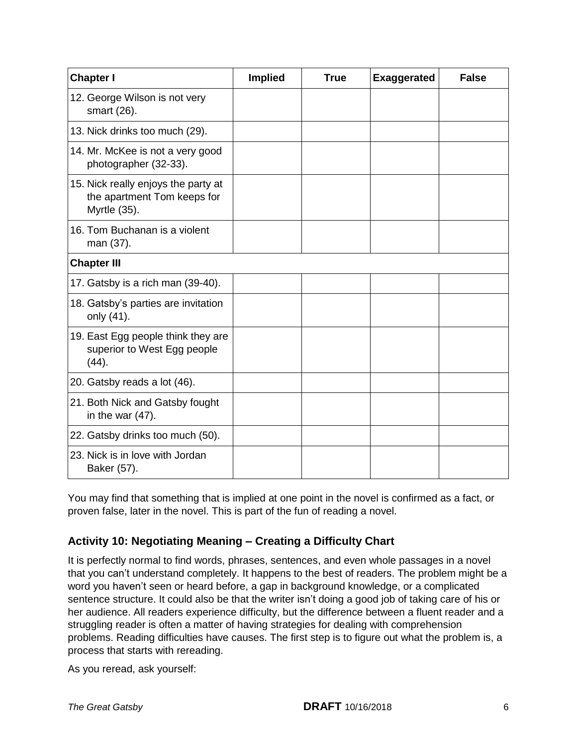| Chapter I | Implied | True | Exaggerated | False |
| --- | --- | --- | --- | --- |
| 12. George Wilson is not very smart (26). | | | | |
| 13. Nick drinks too much (29). | | | | |
| 14. Mr. McKee is not a very good photographer (32-33). | | | | |
| 15. Nick really enjoys the party at the apartment Tom keeps for Myrtle (35). | | | | |
| 16. Tom Buchanan is a violent man (37). | | | | |
| **Chapter III** | | | | |
| 17. Gatsby is a rich man (39-40). | | | | |
| 18. Gatsby's parties are invitation only (41). | | | | |
| 19. East Egg people think they are superior to West Egg people (44). | | | | |
| 20. Gatsby reads a lot (46). | | | | |
| 21. Both Nick and Gatsby fought in the war (47). | | | | |
| 22. Gatsby drinks too much (50). | | | | |
| 23. Nick is in love with Jordan Baker (57). | | | | |

You may find that something that is implied at one point in the novel is confirmed as a fact, or proven false, later in the novel. This is part of the fun of reading a novel.

### Activity 10: Negotiating Meaning – Creating a Difficulty Chart

It is perfectly normal to find words, phrases, sentences, and even whole passages in a novel that you can't understand completely. It happens to the best of readers. The problem might be a word you haven't seen or heard before, a gap in background knowledge, or a complicated sentence structure. It could also be that the writer isn't doing a good job of taking care of his or her audience. All readers experience difficulty, but the difference between a fluent reader and a struggling reader is often a matter of having strategies for dealing with comprehension problems. Reading difficulties have causes. The first step is to figure out what the problem is, a process that starts with rereading.

As you reread, ask yourself: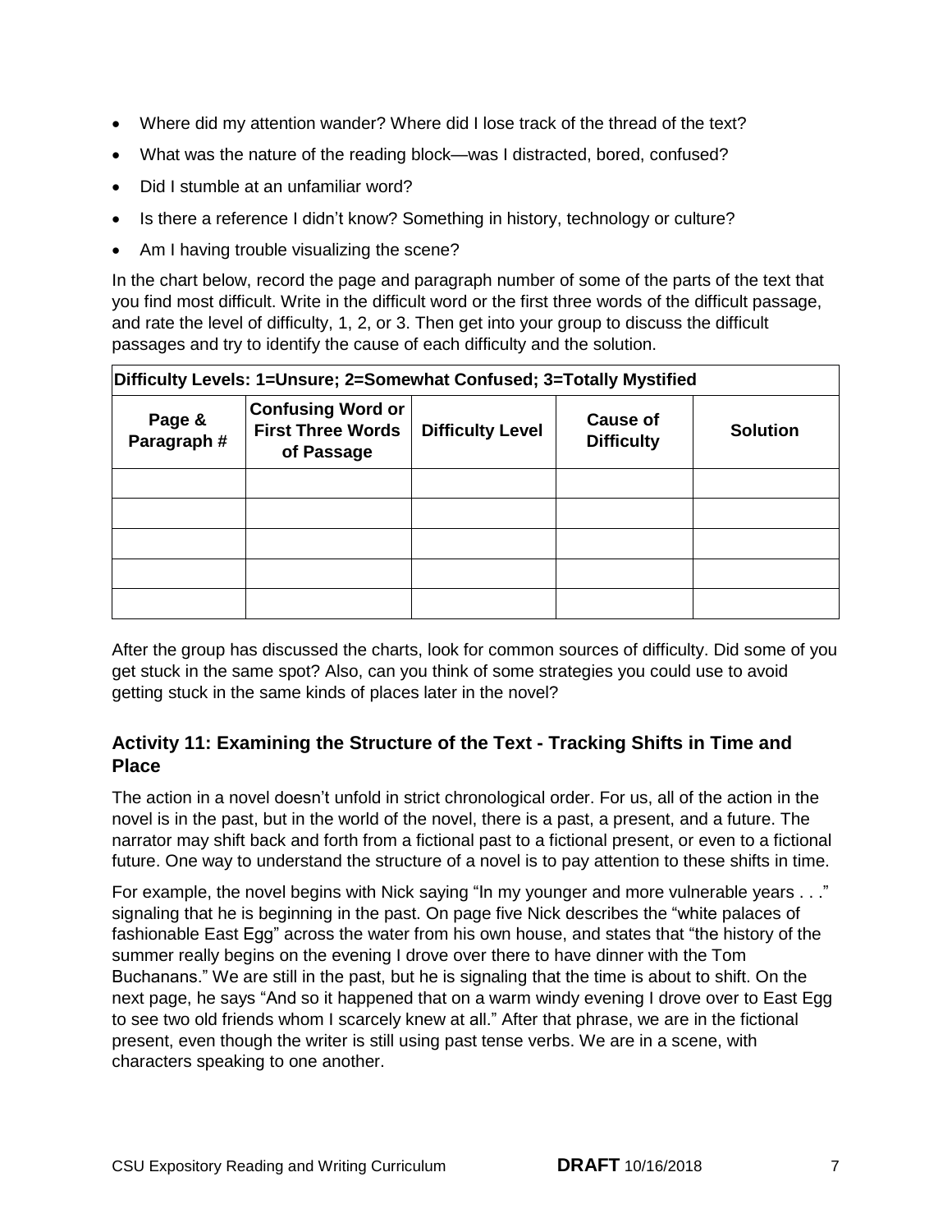- Where did my attention wander? Where did I lose track of the thread of the text?
- What was the nature of the reading block—was I distracted, bored, confused?
- Did I stumble at an unfamiliar word?
- Is there a reference I didn't know? Something in history, technology or culture?
- Am I having trouble visualizing the scene?

In the chart below, record the page and paragraph number of some of the parts of the text that you find most difficult. Write in the difficult word or the first three words of the difficult passage, and rate the level of difficulty, 1, 2, or 3. Then get into your group to discuss the difficult passages and try to identify the cause of each difficulty and the solution.

| **Difficulty Levels: 1=Unsure; 2=Somewhat Confused; 3=Totally Mystified** | | | | |
|---|---|---|---|---|
| **Page & Paragraph #** | **Confusing Word or First Three Words of Passage** | **Difficulty Level** | **Cause of Difficulty** | **Solution** |
| | | | | |
| | | | | |
| | | | | |
| | | | | |
| | | | | |

After the group has discussed the charts, look for common sources of difficulty. Did some of you get stuck in the same spot? Also, can you think of some strategies you could use to avoid getting stuck in the same kinds of places later in the novel?

### Activity 11: Examining the Structure of the Text - Tracking Shifts in Time and Place

The action in a novel doesn't unfold in strict chronological order. For us, all of the action in the novel is in the past, but in the world of the novel, there is a past, a present, and a future. The narrator may shift back and forth from a fictional past to a fictional present, or even to a fictional future. One way to understand the structure of a novel is to pay attention to these shifts in time.

For example, the novel begins with Nick saying "In my younger and more vulnerable years . . ." signaling that he is beginning in the past. On page five Nick describes the "white palaces of fashionable East Egg" across the water from his own house, and states that "the history of the summer really begins on the evening I drove over there to have dinner with the Tom Buchanans." We are still in the past, but he is signaling that the time is about to shift. On the next page, he says "And so it happened that on a warm windy evening I drove over to East Egg to see two old friends whom I scarcely knew at all." After that phrase, we are in the fictional present, even though the writer is still using past tense verbs. We are in a scene, with characters speaking to one another.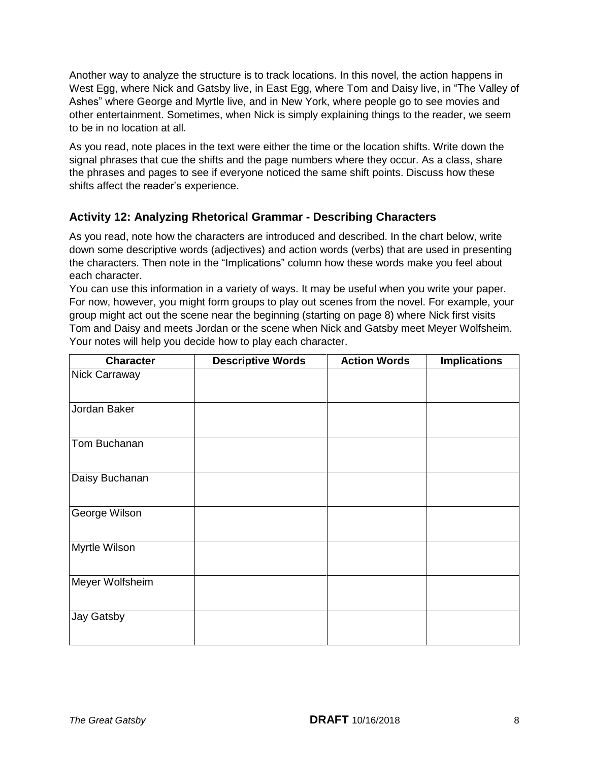Another way to analyze the structure is to track locations. In this novel, the action happens in West Egg, where Nick and Gatsby live, in East Egg, where Tom and Daisy live, in "The Valley of Ashes" where George and Myrtle live, and in New York, where people go to see movies and other entertainment. Sometimes, when Nick is simply explaining things to the reader, we seem to be in no location at all.

As you read, note places in the text were either the time or the location shifts. Write down the signal phrases that cue the shifts and the page numbers where they occur. As a class, share the phrases and pages to see if everyone noticed the same shift points. Discuss how these shifts affect the reader's experience.

### Activity 12: Analyzing Rhetorical Grammar - Describing Characters

As you read, note how the characters are introduced and described. In the chart below, write down some descriptive words (adjectives) and action words (verbs) that are used in presenting the characters. Then note in the "Implications" column how these words make you feel about each character.

You can use this information in a variety of ways. It may be useful when you write your paper. For now, however, you might form groups to play out scenes from the novel. For example, your group might act out the scene near the beginning (starting on page 8) where Nick first visits Tom and Daisy and meets Jordan or the scene when Nick and Gatsby meet Meyer Wolfsheim. Your notes will help you decide how to play each character.

| Character | Descriptive Words | Action Words | Implications |
| --- | --- | --- | --- |
| Nick Carraway | | | |
| Jordan Baker | | | |
| Tom Buchanan | | | |
| Daisy Buchanan | | | |
| George Wilson | | | |
| Myrtle Wilson | | | |
| Meyer Wolfsheim | | | |
| Jay Gatsby | | | |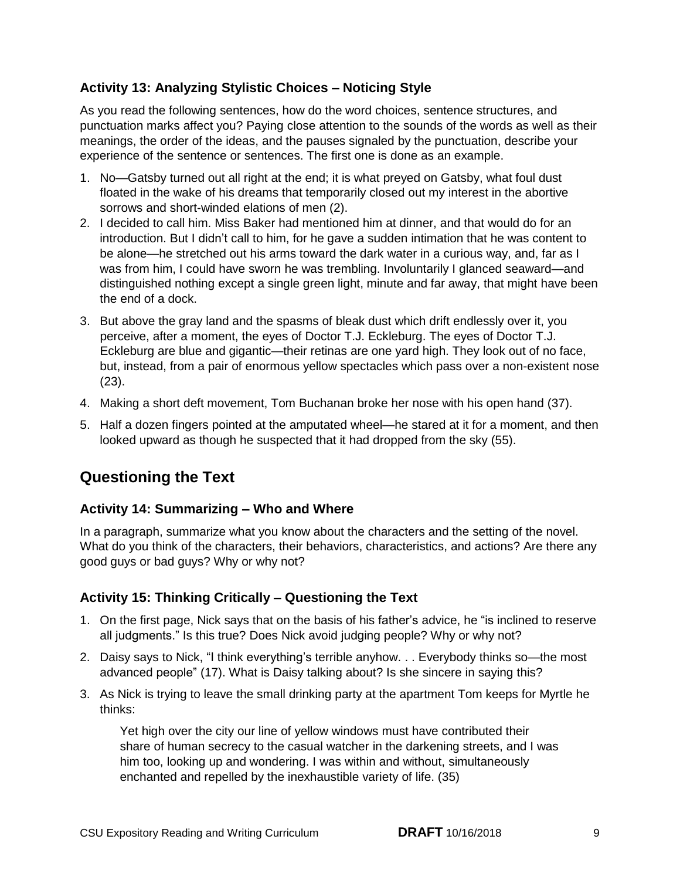### Activity 13: Analyzing Stylistic Choices – Noticing Style

As you read the following sentences, how do the word choices, sentence structures, and punctuation marks affect you? Paying close attention to the sounds of the words as well as their meanings, the order of the ideas, and the pauses signaled by the punctuation, describe your experience of the sentence or sentences. The first one is done as an example.

1. No—Gatsby turned out all right at the end; it is what preyed on Gatsby, what foul dust floated in the wake of his dreams that temporarily closed out my interest in the abortive sorrows and short-winded elations of men (2).
2. I decided to call him. Miss Baker had mentioned him at dinner, and that would do for an introduction. But I didn't call to him, for he gave a sudden intimation that he was content to be alone—he stretched out his arms toward the dark water in a curious way, and, far as I was from him, I could have sworn he was trembling. Involuntarily I glanced seaward—and distinguished nothing except a single green light, minute and far away, that might have been the end of a dock.
3. But above the gray land and the spasms of bleak dust which drift endlessly over it, you perceive, after a moment, the eyes of Doctor T.J. Eckleburg. The eyes of Doctor T.J. Eckleburg are blue and gigantic—their retinas are one yard high. They look out of no face, but, instead, from a pair of enormous yellow spectacles which pass over a non-existent nose (23).
4. Making a short deft movement, Tom Buchanan broke her nose with his open hand (37).
5. Half a dozen fingers pointed at the amputated wheel—he stared at it for a moment, and then looked upward as though he suspected that it had dropped from the sky (55).

## Questioning the Text

### Activity 14: Summarizing – Who and Where

In a paragraph, summarize what you know about the characters and the setting of the novel. What do you think of the characters, their behaviors, characteristics, and actions? Are there any good guys or bad guys? Why or why not?

### Activity 15: Thinking Critically – Questioning the Text

1. On the first page, Nick says that on the basis of his father's advice, he "is inclined to reserve all judgments." Is this true? Does Nick avoid judging people? Why or why not?
2. Daisy says to Nick, "I think everything's terrible anyhow. . . Everybody thinks so—the most advanced people" (17). What is Daisy talking about? Is she sincere in saying this?
3. As Nick is trying to leave the small drinking party at the apartment Tom keeps for Myrtle he thinks:

   > Yet high over the city our line of yellow windows must have contributed their share of human secrecy to the casual watcher in the darkening streets, and I was him too, looking up and wondering. I was within and without, simultaneously enchanted and repelled by the inexhaustible variety of life. (35)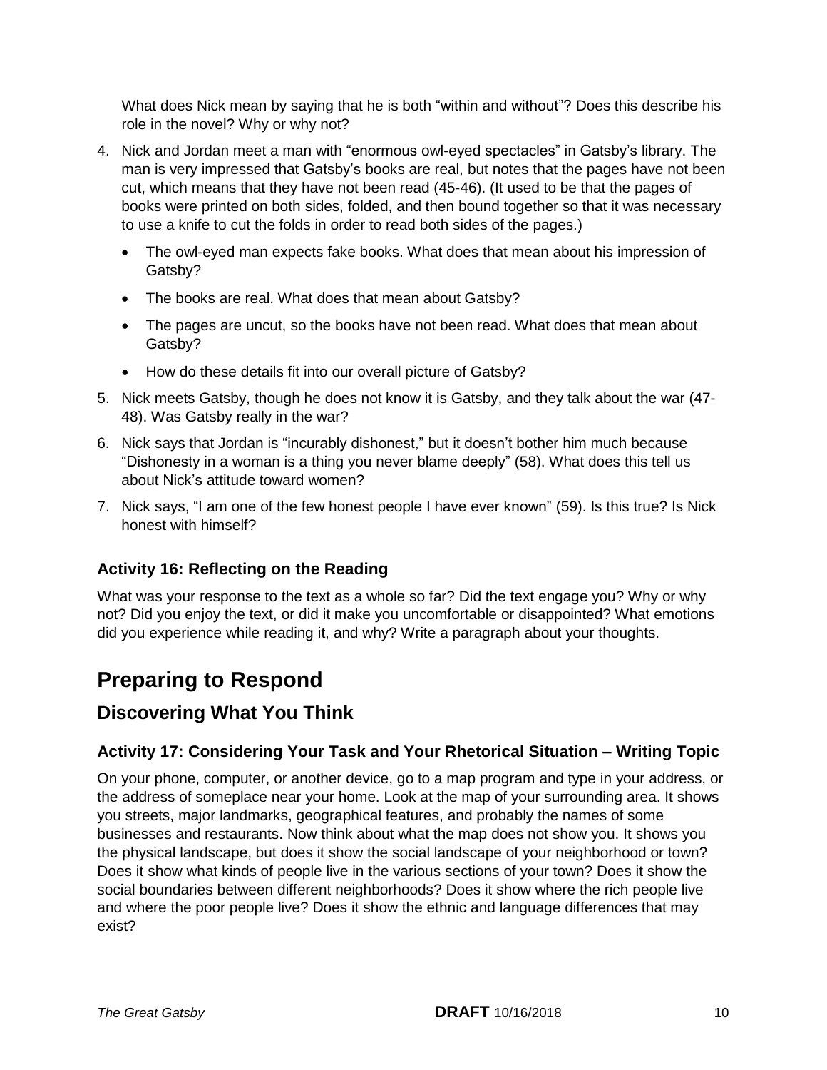What does Nick mean by saying that he is both "within and without"? Does this describe his role in the novel? Why or why not?

4. Nick and Jordan meet a man with "enormous owl-eyed spectacles" in Gatsby's library. The man is very impressed that Gatsby's books are real, but notes that the pages have not been cut, which means that they have not been read (45-46). (It used to be that the pages of books were printed on both sides, folded, and then bound together so that it was necessary to use a knife to cut the folds in order to read both sides of the pages.)
   - The owl-eyed man expects fake books. What does that mean about his impression of Gatsby?
   - The books are real. What does that mean about Gatsby?
   - The pages are uncut, so the books have not been read. What does that mean about Gatsby?
   - How do these details fit into our overall picture of Gatsby?
5. Nick meets Gatsby, though he does not know it is Gatsby, and they talk about the war (47-48). Was Gatsby really in the war?
6. Nick says that Jordan is "incurably dishonest," but it doesn't bother him much because "Dishonesty in a woman is a thing you never blame deeply" (58). What does this tell us about Nick's attitude toward women?
7. Nick says, "I am one of the few honest people I have ever known" (59). Is this true? Is Nick honest with himself?

### Activity 16: Reflecting on the Reading

What was your response to the text as a whole so far? Did the text engage you? Why or why not? Did you enjoy the text, or did it make you uncomfortable or disappointed? What emotions did you experience while reading it, and why? Write a paragraph about your thoughts.

# Preparing to Respond

## Discovering What You Think

### Activity 17: Considering Your Task and Your Rhetorical Situation – Writing Topic

On your phone, computer, or another device, go to a map program and type in your address, or the address of someplace near your home. Look at the map of your surrounding area. It shows you streets, major landmarks, geographical features, and probably the names of some businesses and restaurants. Now think about what the map does not show you. It shows you the physical landscape, but does it show the social landscape of your neighborhood or town? Does it show what kinds of people live in the various sections of your town? Does it show the social boundaries between different neighborhoods? Does it show where the rich people live and where the poor people live? Does it show the ethnic and language differences that may exist?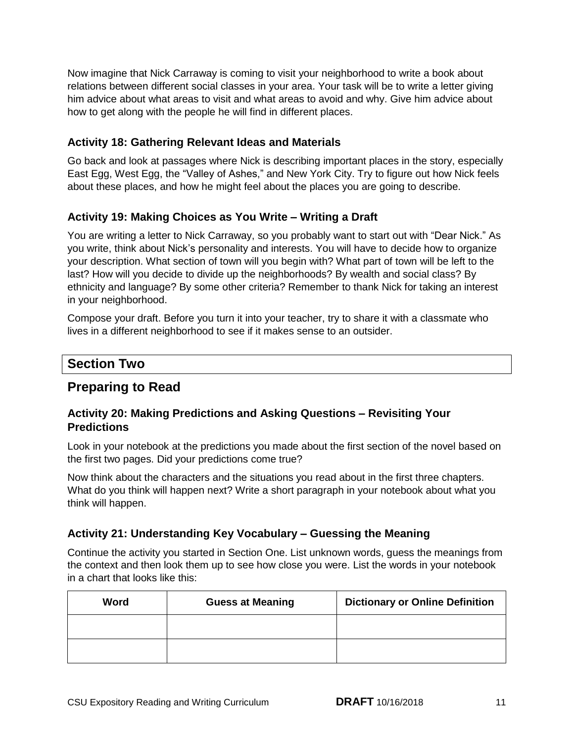Now imagine that Nick Carraway is coming to visit your neighborhood to write a book about relations between different social classes in your area. Your task will be to write a letter giving him advice about what areas to visit and what areas to avoid and why. Give him advice about how to get along with the people he will find in different places.

### Activity 18: Gathering Relevant Ideas and Materials

Go back and look at passages where Nick is describing important places in the story, especially East Egg, West Egg, the "Valley of Ashes," and New York City. Try to figure out how Nick feels about these places, and how he might feel about the places you are going to describe.

### Activity 19: Making Choices as You Write – Writing a Draft

You are writing a letter to Nick Carraway, so you probably want to start out with "Dear Nick." As you write, think about Nick's personality and interests. You will have to decide how to organize your description. What section of town will you begin with? What part of town will be left to the last? How will you decide to divide up the neighborhoods? By wealth and social class? By ethnicity and language? By some other criteria? Remember to thank Nick for taking an interest in your neighborhood.

Compose your draft. Before you turn it into your teacher, try to share it with a classmate who lives in a different neighborhood to see if it makes sense to an outsider.

# Section Two

## Preparing to Read

### Activity 20: Making Predictions and Asking Questions – Revisiting Your Predictions

Look in your notebook at the predictions you made about the first section of the novel based on the first two pages. Did your predictions come true?

Now think about the characters and the situations you read about in the first three chapters. What do you think will happen next? Write a short paragraph in your notebook about what you think will happen.

### Activity 21: Understanding Key Vocabulary – Guessing the Meaning

Continue the activity you started in Section One. List unknown words, guess the meanings from the context and then look them up to see how close you were. List the words in your notebook in a chart that looks like this:

| Word | Guess at Meaning | Dictionary or Online Definition |
| --- | --- | --- |
| | | |
| | | |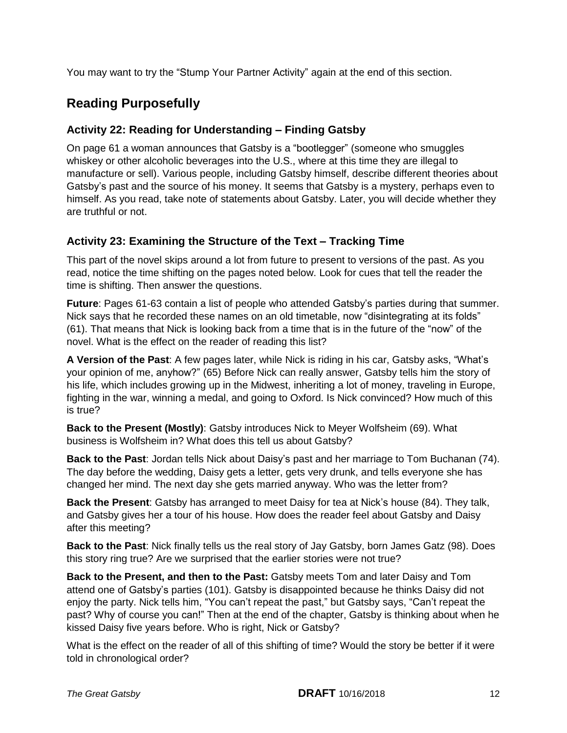You may want to try the "Stump Your Partner Activity" again at the end of this section.

## Reading Purposefully

### Activity 22: Reading for Understanding – Finding Gatsby

On page 61 a woman announces that Gatsby is a "bootlegger" (someone who smuggles whiskey or other alcoholic beverages into the U.S., where at this time they are illegal to manufacture or sell). Various people, including Gatsby himself, describe different theories about Gatsby's past and the source of his money. It seems that Gatsby is a mystery, perhaps even to himself. As you read, take note of statements about Gatsby. Later, you will decide whether they are truthful or not.

### Activity 23: Examining the Structure of the Text – Tracking Time

This part of the novel skips around a lot from future to present to versions of the past. As you read, notice the time shifting on the pages noted below. Look for cues that tell the reader the time is shifting. Then answer the questions.

**Future**: Pages 61-63 contain a list of people who attended Gatsby's parties during that summer. Nick says that he recorded these names on an old timetable, now "disintegrating at its folds" (61). That means that Nick is looking back from a time that is in the future of the "now" of the novel. What is the effect on the reader of reading this list?

**A Version of the Past**: A few pages later, while Nick is riding in his car, Gatsby asks, "What's your opinion of me, anyhow?" (65) Before Nick can really answer, Gatsby tells him the story of his life, which includes growing up in the Midwest, inheriting a lot of money, traveling in Europe, fighting in the war, winning a medal, and going to Oxford. Is Nick convinced? How much of this is true?

**Back to the Present (Mostly)**: Gatsby introduces Nick to Meyer Wolfsheim (69). What business is Wolfsheim in? What does this tell us about Gatsby?

**Back to the Past**: Jordan tells Nick about Daisy's past and her marriage to Tom Buchanan (74). The day before the wedding, Daisy gets a letter, gets very drunk, and tells everyone she has changed her mind. The next day she gets married anyway. Who was the letter from?

**Back the Present**: Gatsby has arranged to meet Daisy for tea at Nick's house (84). They talk, and Gatsby gives her a tour of his house. How does the reader feel about Gatsby and Daisy after this meeting?

**Back to the Past**: Nick finally tells us the real story of Jay Gatsby, born James Gatz (98). Does this story ring true? Are we surprised that the earlier stories were not true?

**Back to the Present, and then to the Past:** Gatsby meets Tom and later Daisy and Tom attend one of Gatsby's parties (101). Gatsby is disappointed because he thinks Daisy did not enjoy the party. Nick tells him, "You can't repeat the past," but Gatsby says, "Can't repeat the past? Why of course you can!" Then at the end of the chapter, Gatsby is thinking about when he kissed Daisy five years before. Who is right, Nick or Gatsby?

What is the effect on the reader of all of this shifting of time? Would the story be better if it were told in chronological order?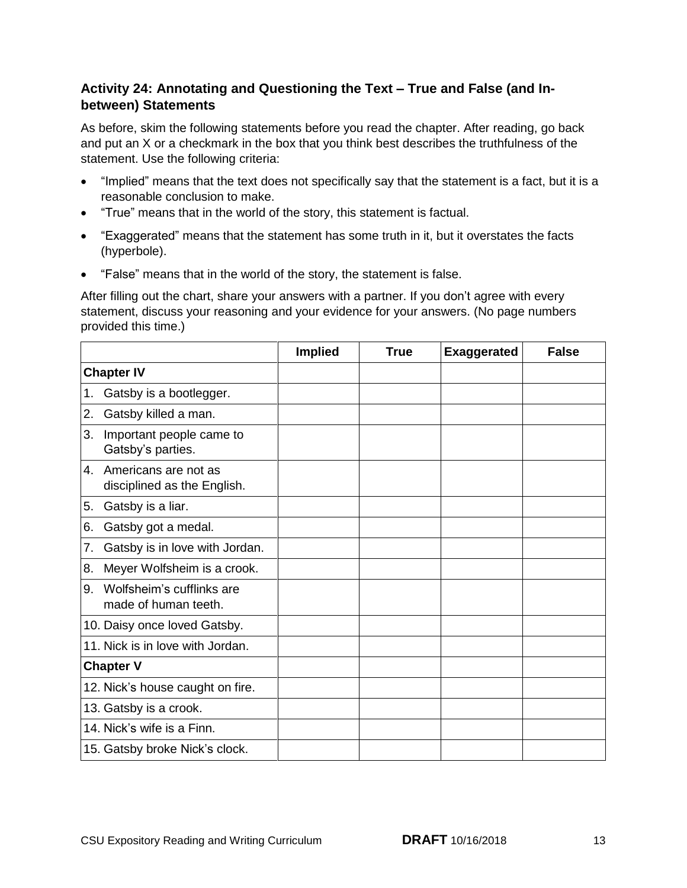### Activity 24: Annotating and Questioning the Text – True and False (and In-between) Statements

As before, skim the following statements before you read the chapter. After reading, go back and put an X or a checkmark in the box that you think best describes the truthfulness of the statement. Use the following criteria:

- "Implied" means that the text does not specifically say that the statement is a fact, but it is a reasonable conclusion to make.
- "True" means that in the world of the story, this statement is factual.
- "Exaggerated" means that the statement has some truth in it, but it overstates the facts (hyperbole).
- "False" means that in the world of the story, the statement is false.

After filling out the chart, share your answers with a partner. If you don't agree with every statement, discuss your reasoning and your evidence for your answers. (No page numbers provided this time.)

| | Implied | True | Exaggerated | False |
|---|---|---|---|---|
| **Chapter IV** | | | | |
| 1. Gatsby is a bootlegger. | | | | |
| 2. Gatsby killed a man. | | | | |
| 3. Important people came to Gatsby's parties. | | | | |
| 4. Americans are not as disciplined as the English. | | | | |
| 5. Gatsby is a liar. | | | | |
| 6. Gatsby got a medal. | | | | |
| 7. Gatsby is in love with Jordan. | | | | |
| 8. Meyer Wolfsheim is a crook. | | | | |
| 9. Wolfsheim's cufflinks are made of human teeth. | | | | |
| 10. Daisy once loved Gatsby. | | | | |
| 11. Nick is in love with Jordan. | | | | |
| **Chapter V** | | | | |
| 12. Nick's house caught on fire. | | | | |
| 13. Gatsby is a crook. | | | | |
| 14. Nick's wife is a Finn. | | | | |
| 15. Gatsby broke Nick's clock. | | | | |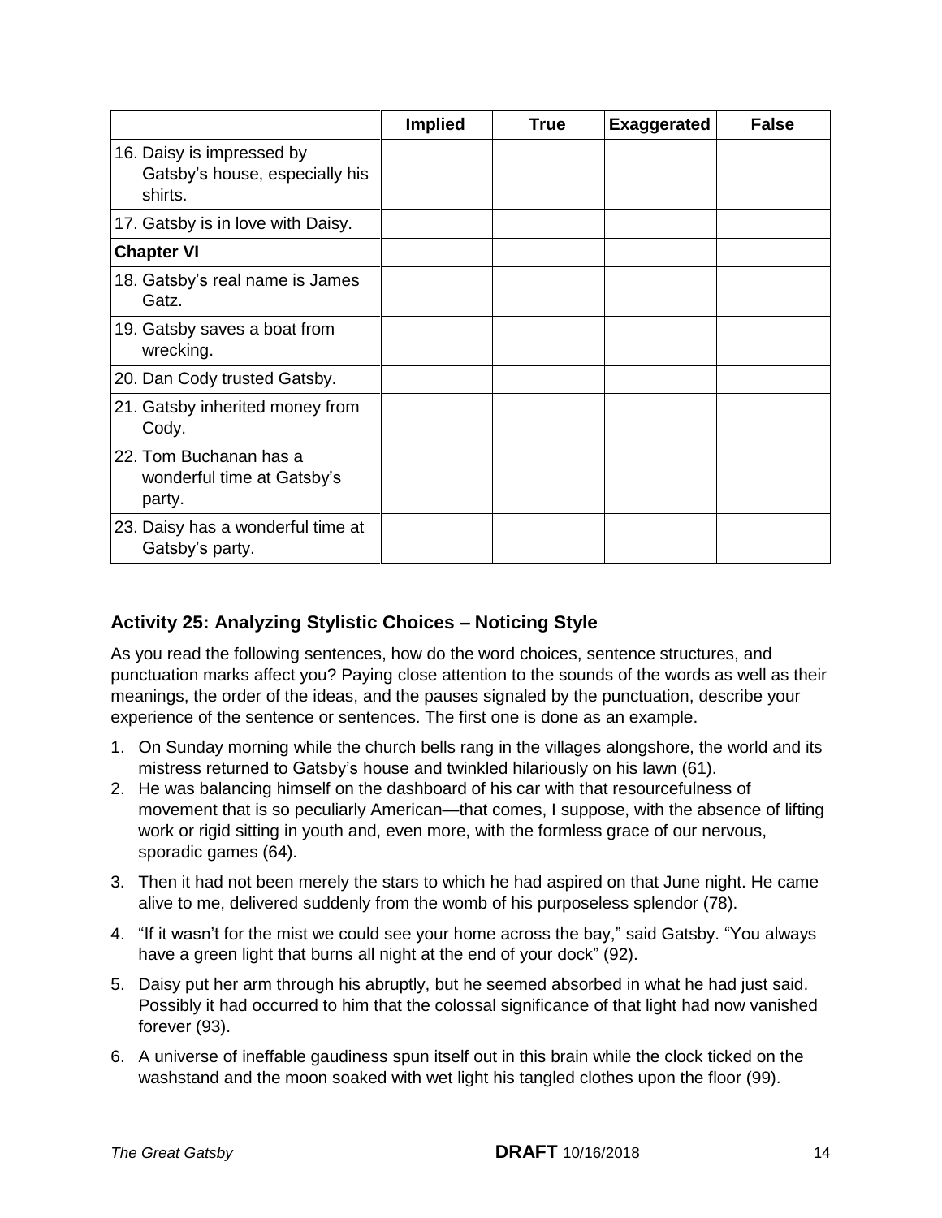| | Implied | True | Exaggerated | False |
|---|---|---|---|---|
| 16. Daisy is impressed by Gatsby's house, especially his shirts. | | | | |
| 17. Gatsby is in love with Daisy. | | | | |
| **Chapter VI** | | | | |
| 18. Gatsby's real name is James Gatz. | | | | |
| 19. Gatsby saves a boat from wrecking. | | | | |
| 20. Dan Cody trusted Gatsby. | | | | |
| 21. Gatsby inherited money from Cody. | | | | |
| 22. Tom Buchanan has a wonderful time at Gatsby's party. | | | | |
| 23. Daisy has a wonderful time at Gatsby's party. | | | | |

### Activity 25: Analyzing Stylistic Choices – Noticing Style

As you read the following sentences, how do the word choices, sentence structures, and punctuation marks affect you? Paying close attention to the sounds of the words as well as their meanings, the order of the ideas, and the pauses signaled by the punctuation, describe your experience of the sentence or sentences. The first one is done as an example.

1. On Sunday morning while the church bells rang in the villages alongshore, the world and its mistress returned to Gatsby's house and twinkled hilariously on his lawn (61).
2. He was balancing himself on the dashboard of his car with that resourcefulness of movement that is so peculiarly American—that comes, I suppose, with the absence of lifting work or rigid sitting in youth and, even more, with the formless grace of our nervous, sporadic games (64).
3. Then it had not been merely the stars to which he had aspired on that June night. He came alive to me, delivered suddenly from the womb of his purposeless splendor (78).
4. "If it wasn't for the mist we could see your home across the bay," said Gatsby. "You always have a green light that burns all night at the end of your dock" (92).
5. Daisy put her arm through his abruptly, but he seemed absorbed in what he had just said. Possibly it had occurred to him that the colossal significance of that light had now vanished forever (93).
6. A universe of ineffable gaudiness spun itself out in this brain while the clock ticked on the washstand and the moon soaked with wet light his tangled clothes upon the floor (99).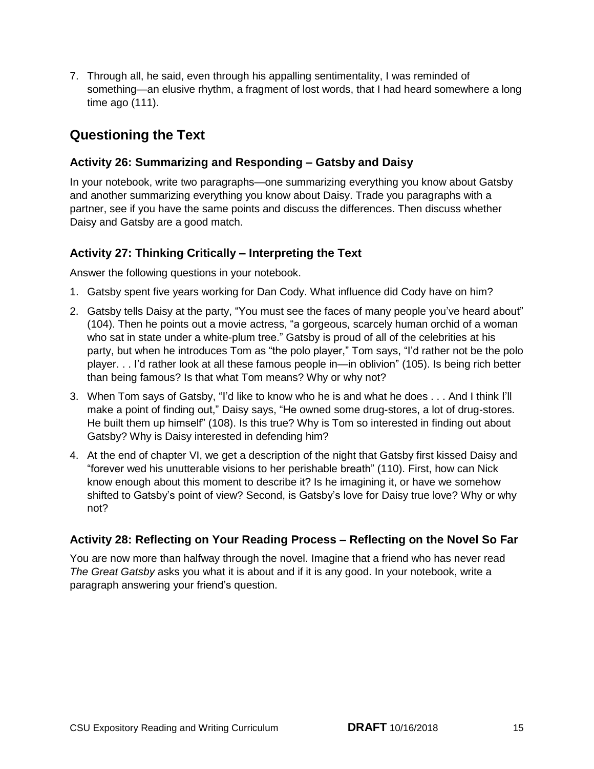7. Through all, he said, even through his appalling sentimentality, I was reminded of something—an elusive rhythm, a fragment of lost words, that I had heard somewhere a long time ago (111).

## Questioning the Text

### Activity 26: Summarizing and Responding – Gatsby and Daisy

In your notebook, write two paragraphs—one summarizing everything you know about Gatsby and another summarizing everything you know about Daisy. Trade you paragraphs with a partner, see if you have the same points and discuss the differences. Then discuss whether Daisy and Gatsby are a good match.

### Activity 27: Thinking Critically – Interpreting the Text

Answer the following questions in your notebook.

1. Gatsby spent five years working for Dan Cody. What influence did Cody have on him?
2. Gatsby tells Daisy at the party, "You must see the faces of many people you've heard about" (104). Then he points out a movie actress, "a gorgeous, scarcely human orchid of a woman who sat in state under a white-plum tree." Gatsby is proud of all of the celebrities at his party, but when he introduces Tom as "the polo player," Tom says, "I'd rather not be the polo player. . . I'd rather look at all these famous people in—in oblivion" (105). Is being rich better than being famous? Is that what Tom means? Why or why not?
3. When Tom says of Gatsby, "I'd like to know who he is and what he does . . . And I think I'll make a point of finding out," Daisy says, "He owned some drug-stores, a lot of drug-stores. He built them up himself" (108). Is this true? Why is Tom so interested in finding out about Gatsby? Why is Daisy interested in defending him?
4. At the end of chapter VI, we get a description of the night that Gatsby first kissed Daisy and "forever wed his unutterable visions to her perishable breath" (110). First, how can Nick know enough about this moment to describe it? Is he imagining it, or have we somehow shifted to Gatsby's point of view? Second, is Gatsby's love for Daisy true love? Why or why not?

### Activity 28: Reflecting on Your Reading Process – Reflecting on the Novel So Far

You are now more than halfway through the novel. Imagine that a friend who has never read *The Great Gatsby* asks you what it is about and if it is any good. In your notebook, write a paragraph answering your friend's question.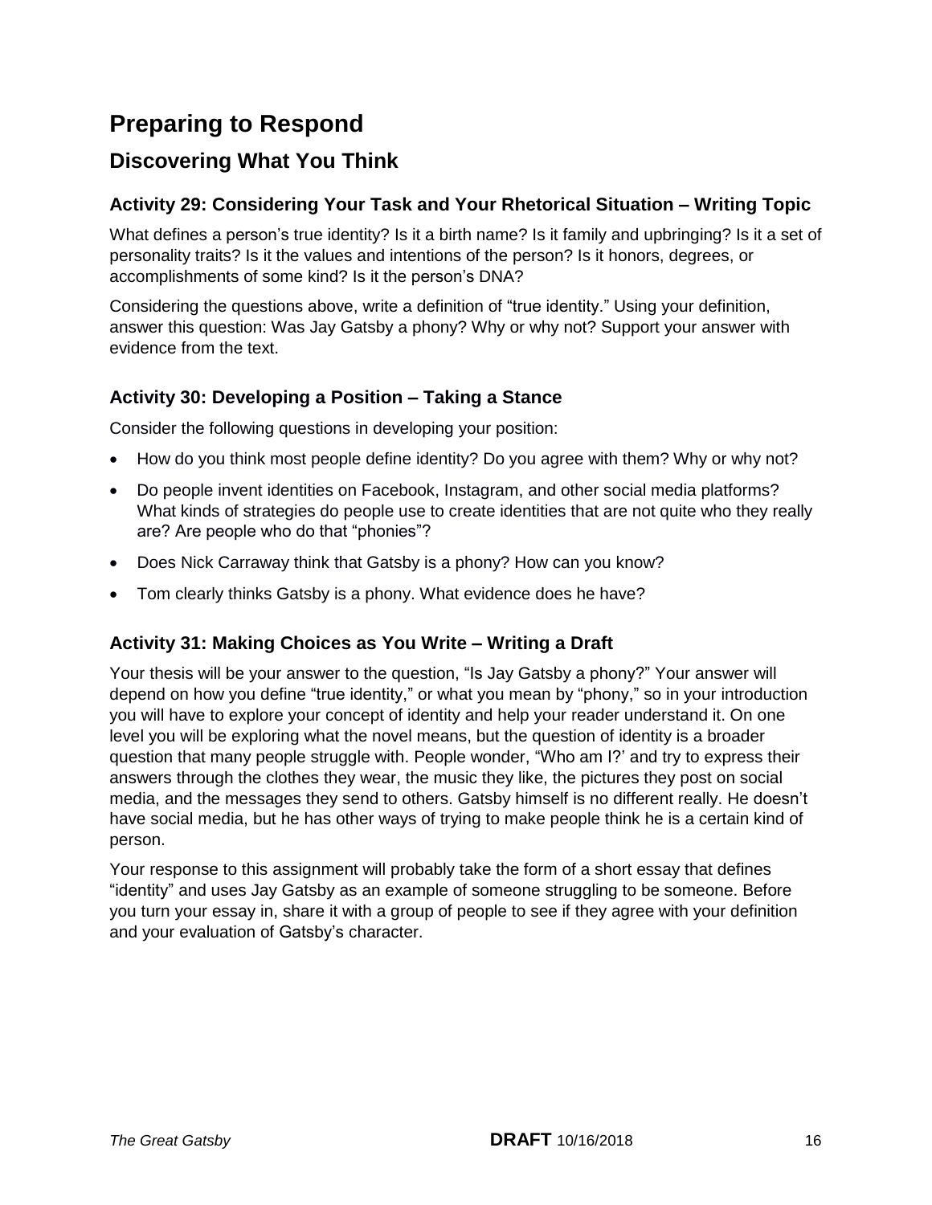# Preparing to Respond

## Discovering What You Think

### Activity 29: Considering Your Task and Your Rhetorical Situation – Writing Topic

What defines a person's true identity? Is it a birth name? Is it family and upbringing? Is it a set of personality traits? Is it the values and intentions of the person? Is it honors, degrees, or accomplishments of some kind? Is it the person's DNA?

Considering the questions above, write a definition of "true identity." Using your definition, answer this question: Was Jay Gatsby a phony? Why or why not? Support your answer with evidence from the text.

### Activity 30: Developing a Position – Taking a Stance

Consider the following questions in developing your position:

- How do you think most people define identity? Do you agree with them? Why or why not?
- Do people invent identities on Facebook, Instagram, and other social media platforms? What kinds of strategies do people use to create identities that are not quite who they really are? Are people who do that "phonies"?
- Does Nick Carraway think that Gatsby is a phony? How can you know?
- Tom clearly thinks Gatsby is a phony. What evidence does he have?

### Activity 31: Making Choices as You Write – Writing a Draft

Your thesis will be your answer to the question, "Is Jay Gatsby a phony?" Your answer will depend on how you define "true identity," or what you mean by "phony," so in your introduction you will have to explore your concept of identity and help your reader understand it. On one level you will be exploring what the novel means, but the question of identity is a broader question that many people struggle with. People wonder, "Who am I?' and try to express their answers through the clothes they wear, the music they like, the pictures they post on social media, and the messages they send to others. Gatsby himself is no different really. He doesn't have social media, but he has other ways of trying to make people think he is a certain kind of person.

Your response to this assignment will probably take the form of a short essay that defines "identity" and uses Jay Gatsby as an example of someone struggling to be someone. Before you turn your essay in, share it with a group of people to see if they agree with your definition and your evaluation of Gatsby's character.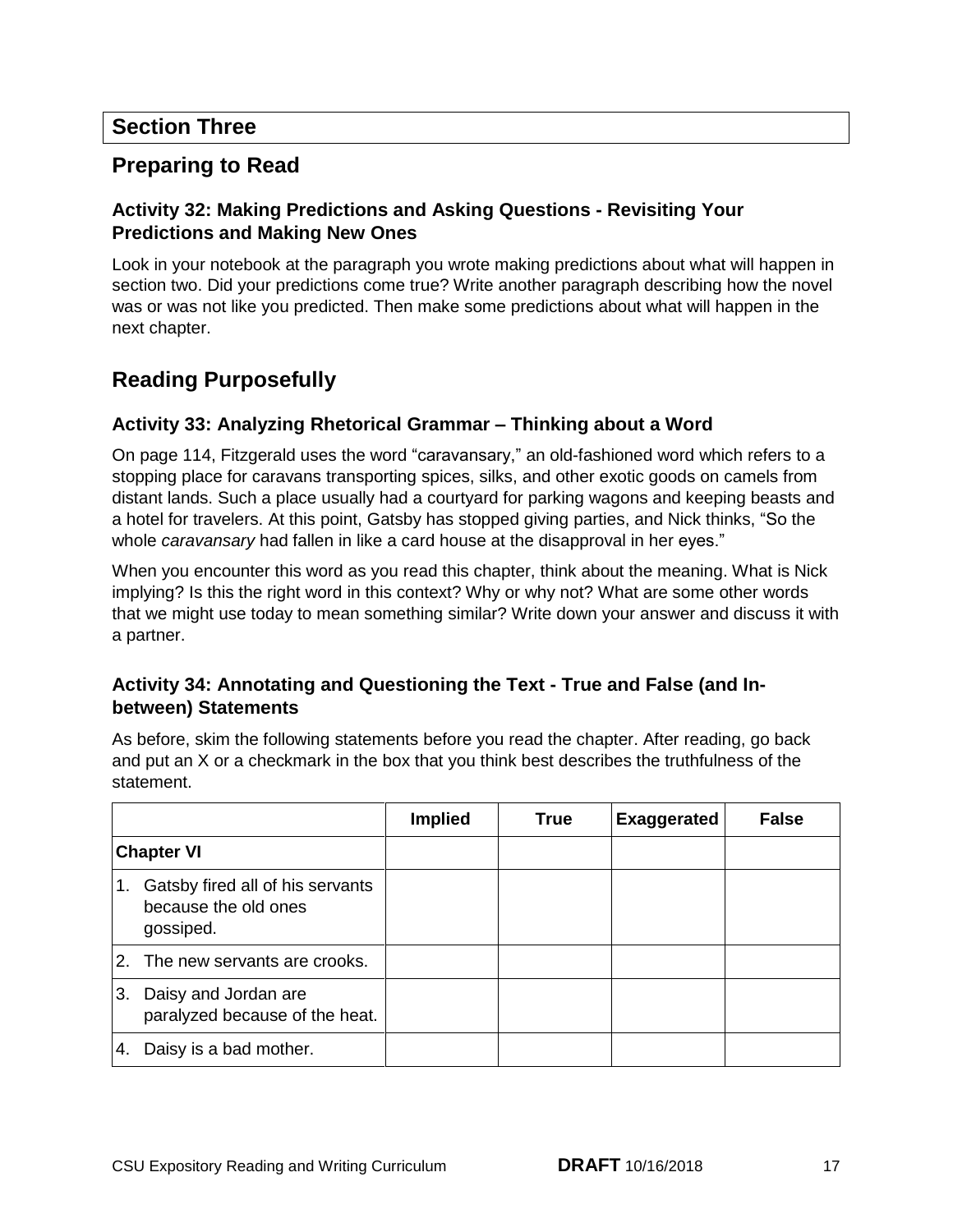## Section Three

## Preparing to Read

### Activity 32: Making Predictions and Asking Questions - Revisiting Your Predictions and Making New Ones

Look in your notebook at the paragraph you wrote making predictions about what will happen in section two. Did your predictions come true? Write another paragraph describing how the novel was or was not like you predicted. Then make some predictions about what will happen in the next chapter.

## Reading Purposefully

### Activity 33: Analyzing Rhetorical Grammar – Thinking about a Word

On page 114, Fitzgerald uses the word "caravansary," an old-fashioned word which refers to a stopping place for caravans transporting spices, silks, and other exotic goods on camels from distant lands. Such a place usually had a courtyard for parking wagons and keeping beasts and a hotel for travelers. At this point, Gatsby has stopped giving parties, and Nick thinks, "So the whole *caravansary* had fallen in like a card house at the disapproval in her eyes."

When you encounter this word as you read this chapter, think about the meaning. What is Nick implying? Is this the right word in this context? Why or why not? What are some other words that we might use today to mean something similar? Write down your answer and discuss it with a partner.

### Activity 34: Annotating and Questioning the Text - True and False (and In-between) Statements

As before, skim the following statements before you read the chapter. After reading, go back and put an X or a checkmark in the box that you think best describes the truthfulness of the statement.

| | Implied | True | Exaggerated | False |
|---|---|---|---|---|
| **Chapter VI** | | | | |
| 1. Gatsby fired all of his servants because the old ones gossiped. | | | | |
| 2. The new servants are crooks. | | | | |
| 3. Daisy and Jordan are paralyzed because of the heat. | | | | |
| 4. Daisy is a bad mother. | | | | |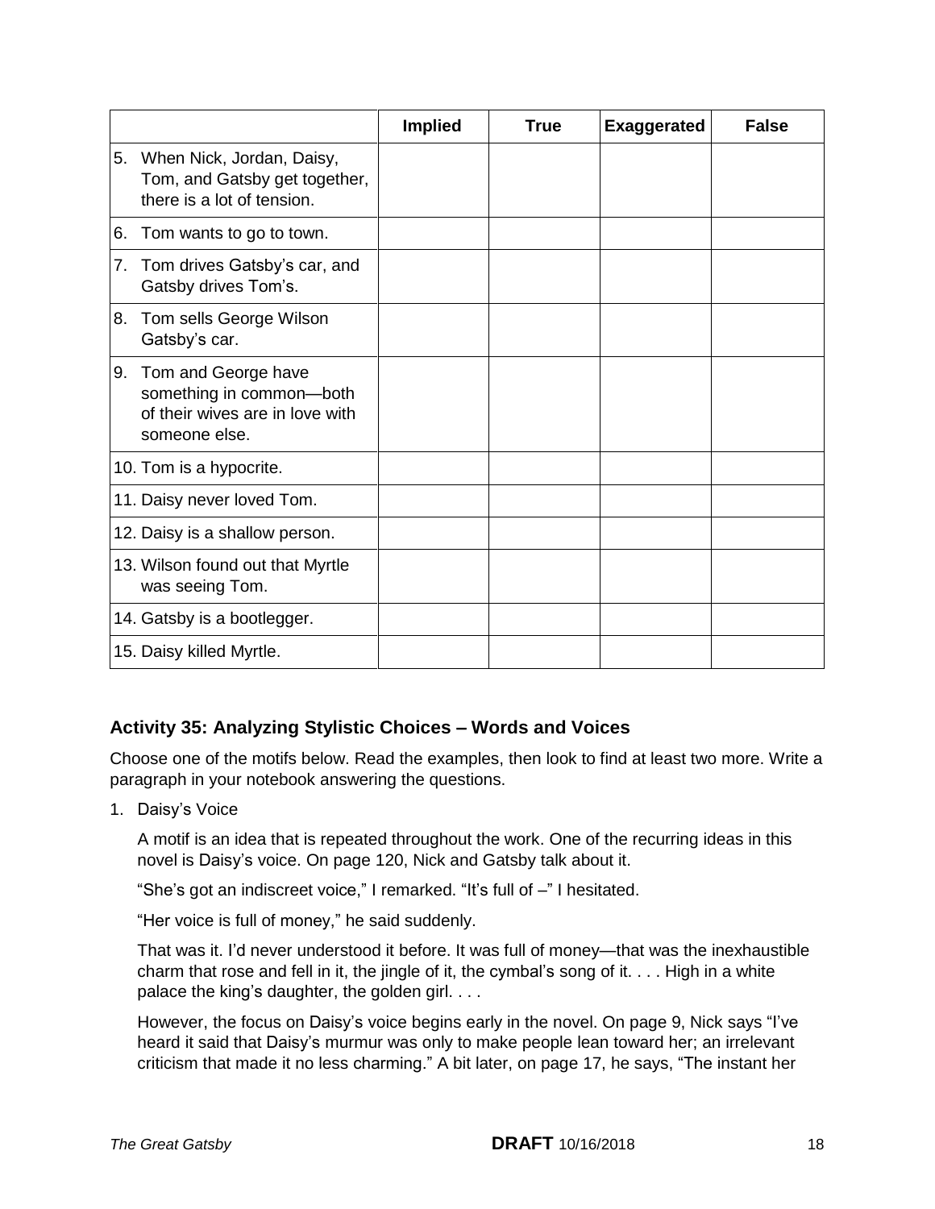| | Implied | True | Exaggerated | False |
|---|---|---|---|---|
| 5. When Nick, Jordan, Daisy, Tom, and Gatsby get together, there is a lot of tension. | | | | |
| 6. Tom wants to go to town. | | | | |
| 7. Tom drives Gatsby's car, and Gatsby drives Tom's. | | | | |
| 8. Tom sells George Wilson Gatsby's car. | | | | |
| 9. Tom and George have something in common—both of their wives are in love with someone else. | | | | |
| 10. Tom is a hypocrite. | | | | |
| 11. Daisy never loved Tom. | | | | |
| 12. Daisy is a shallow person. | | | | |
| 13. Wilson found out that Myrtle was seeing Tom. | | | | |
| 14. Gatsby is a bootlegger. | | | | |
| 15. Daisy killed Myrtle. | | | | |

### Activity 35: Analyzing Stylistic Choices – Words and Voices

Choose one of the motifs below. Read the examples, then look to find at least two more. Write a paragraph in your notebook answering the questions.

1. Daisy's Voice

   A motif is an idea that is repeated throughout the work. One of the recurring ideas in this novel is Daisy's voice. On page 120, Nick and Gatsby talk about it.

   "She's got an indiscreet voice," I remarked. "It's full of –" I hesitated.

   "Her voice is full of money," he said suddenly.

   That was it. I'd never understood it before. It was full of money—that was the inexhaustible charm that rose and fell in it, the jingle of it, the cymbal's song of it. . . . High in a white palace the king's daughter, the golden girl. . . .

   However, the focus on Daisy's voice begins early in the novel. On page 9, Nick says "I've heard it said that Daisy's murmur was only to make people lean toward her; an irrelevant criticism that made it no less charming." A bit later, on page 17, he says, "The instant her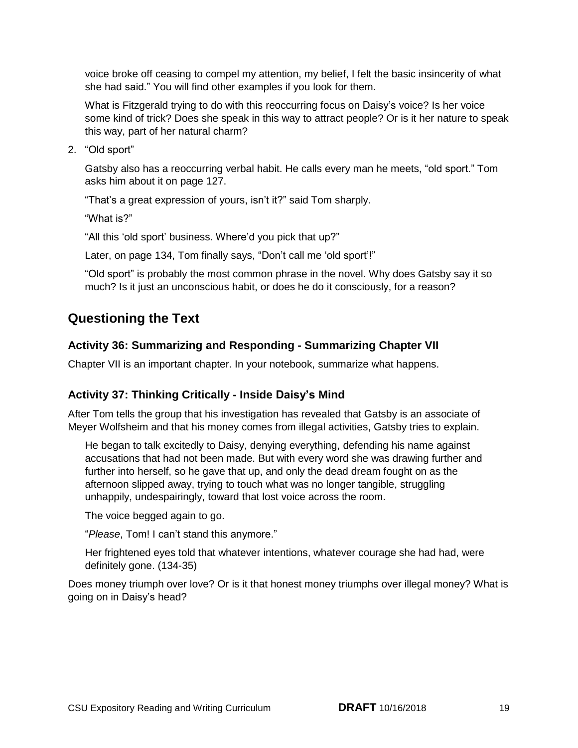voice broke off ceasing to compel my attention, my belief, I felt the basic insincerity of what she had said." You will find other examples if you look for them.

What is Fitzgerald trying to do with this reoccurring focus on Daisy's voice? Is her voice some kind of trick? Does she speak in this way to attract people? Or is it her nature to speak this way, part of her natural charm?

2. "Old sport"

   Gatsby also has a reoccurring verbal habit. He calls every man he meets, "old sport." Tom asks him about it on page 127.

   "That's a great expression of yours, isn't it?" said Tom sharply.

   "What is?"

   "All this 'old sport' business. Where'd you pick that up?"

   Later, on page 134, Tom finally says, "Don't call me 'old sport'!"

   "Old sport" is probably the most common phrase in the novel. Why does Gatsby say it so much? Is it just an unconscious habit, or does he do it consciously, for a reason?

## Questioning the Text

### Activity 36: Summarizing and Responding - Summarizing Chapter VII

Chapter VII is an important chapter. In your notebook, summarize what happens.

### Activity 37: Thinking Critically - Inside Daisy's Mind

After Tom tells the group that his investigation has revealed that Gatsby is an associate of Meyer Wolfsheim and that his money comes from illegal activities, Gatsby tries to explain.

> He began to talk excitedly to Daisy, denying everything, defending his name against accusations that had not been made. But with every word she was drawing further and further into herself, so he gave that up, and only the dead dream fought on as the afternoon slipped away, trying to touch what was no longer tangible, struggling unhappily, undespairingly, toward that lost voice across the room.
>
> The voice begged again to go.
>
> "*Please*, Tom! I can't stand this anymore."
>
> Her frightened eyes told that whatever intentions, whatever courage she had had, were definitely gone. (134-35)

Does money triumph over love? Or is it that honest money triumphs over illegal money? What is going on in Daisy's head?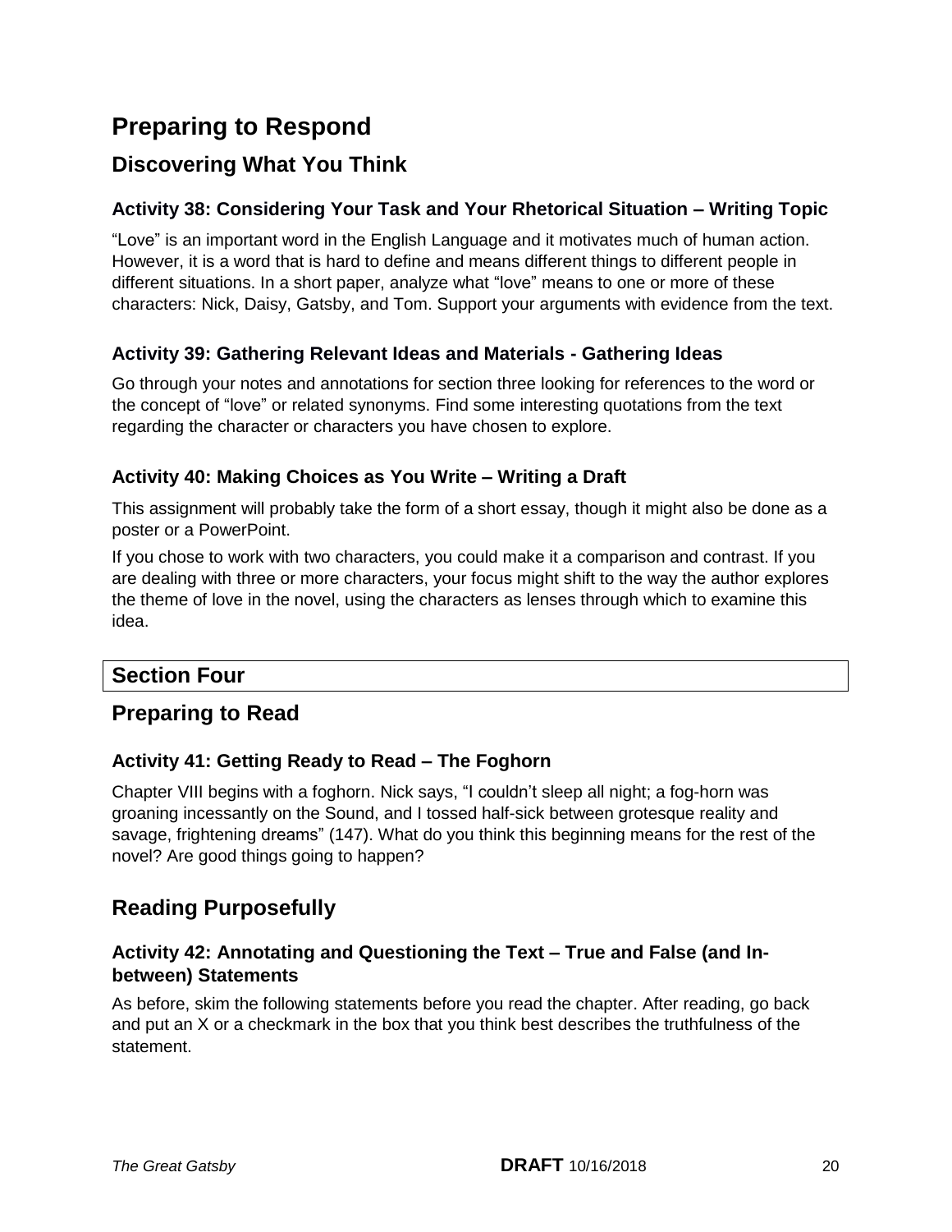# Preparing to Respond

## Discovering What You Think

### Activity 38: Considering Your Task and Your Rhetorical Situation – Writing Topic

"Love" is an important word in the English Language and it motivates much of human action. However, it is a word that is hard to define and means different things to different people in different situations. In a short paper, analyze what "love" means to one or more of these characters: Nick, Daisy, Gatsby, and Tom. Support your arguments with evidence from the text.

### Activity 39: Gathering Relevant Ideas and Materials - Gathering Ideas

Go through your notes and annotations for section three looking for references to the word or the concept of "love" or related synonyms. Find some interesting quotations from the text regarding the character or characters you have chosen to explore.

### Activity 40: Making Choices as You Write – Writing a Draft

This assignment will probably take the form of a short essay, though it might also be done as a poster or a PowerPoint.

If you chose to work with two characters, you could make it a comparison and contrast. If you are dealing with three or more characters, your focus might shift to the way the author explores the theme of love in the novel, using the characters as lenses through which to examine this idea.

# Section Four

## Preparing to Read

### Activity 41: Getting Ready to Read – The Foghorn

Chapter VIII begins with a foghorn. Nick says, "I couldn't sleep all night; a fog-horn was groaning incessantly on the Sound, and I tossed half-sick between grotesque reality and savage, frightening dreams" (147). What do you think this beginning means for the rest of the novel? Are good things going to happen?

## Reading Purposefully

### Activity 42: Annotating and Questioning the Text – True and False (and In-between) Statements

As before, skim the following statements before you read the chapter. After reading, go back and put an X or a checkmark in the box that you think best describes the truthfulness of the statement.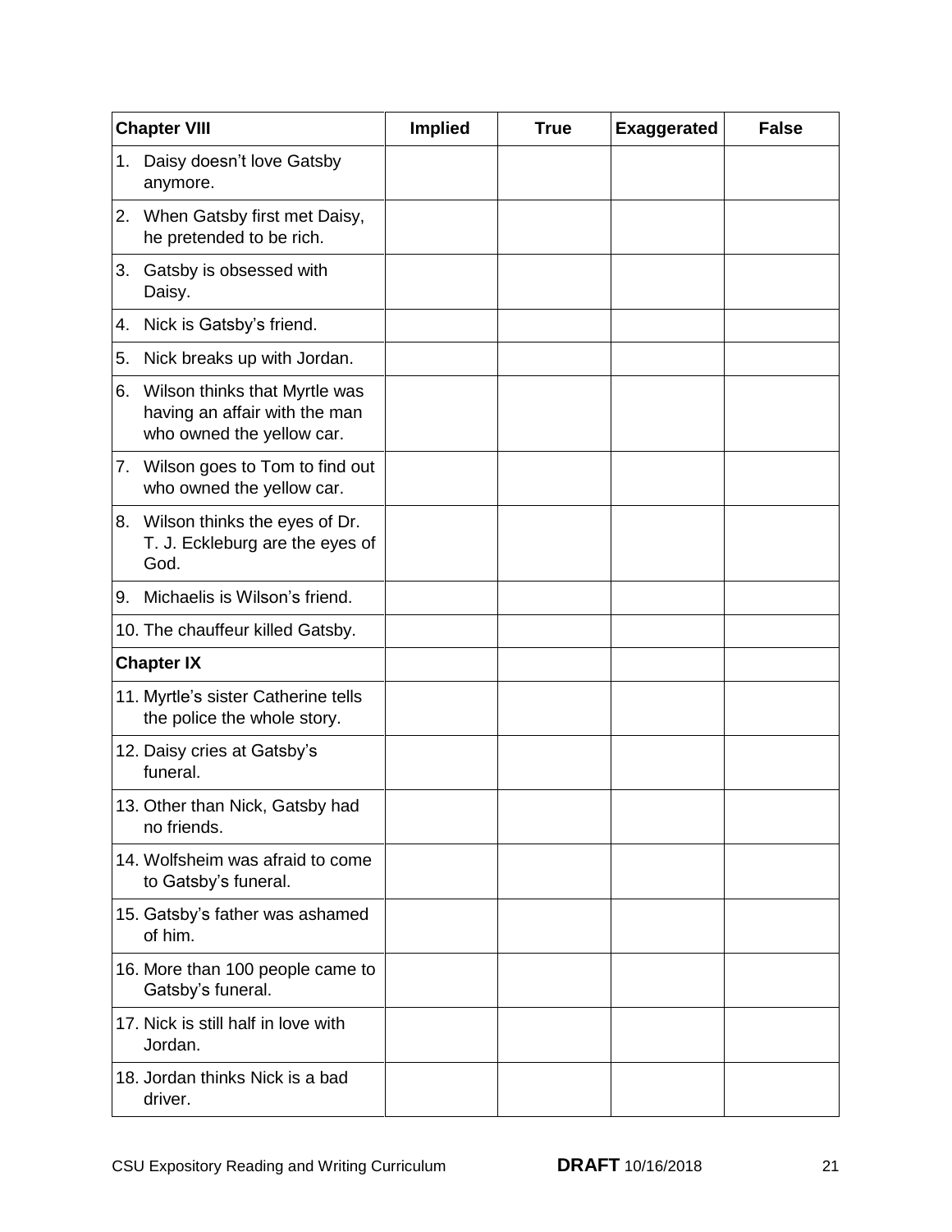| Chapter VIII | Implied | True | Exaggerated | False |
|---|---|---|---|---|
| 1. Daisy doesn't love Gatsby anymore. | | | | |
| 2. When Gatsby first met Daisy, he pretended to be rich. | | | | |
| 3. Gatsby is obsessed with Daisy. | | | | |
| 4. Nick is Gatsby's friend. | | | | |
| 5. Nick breaks up with Jordan. | | | | |
| 6. Wilson thinks that Myrtle was having an affair with the man who owned the yellow car. | | | | |
| 7. Wilson goes to Tom to find out who owned the yellow car. | | | | |
| 8. Wilson thinks the eyes of Dr. T. J. Eckleburg are the eyes of God. | | | | |
| 9. Michaelis is Wilson's friend. | | | | |
| 10. The chauffeur killed Gatsby. | | | | |
| **Chapter IX** | | | | |
| 11. Myrtle's sister Catherine tells the police the whole story. | | | | |
| 12. Daisy cries at Gatsby's funeral. | | | | |
| 13. Other than Nick, Gatsby had no friends. | | | | |
| 14. Wolfsheim was afraid to come to Gatsby's funeral. | | | | |
| 15. Gatsby's father was ashamed of him. | | | | |
| 16. More than 100 people came to Gatsby's funeral. | | | | |
| 17. Nick is still half in love with Jordan. | | | | |
| 18. Jordan thinks Nick is a bad driver. | | | | |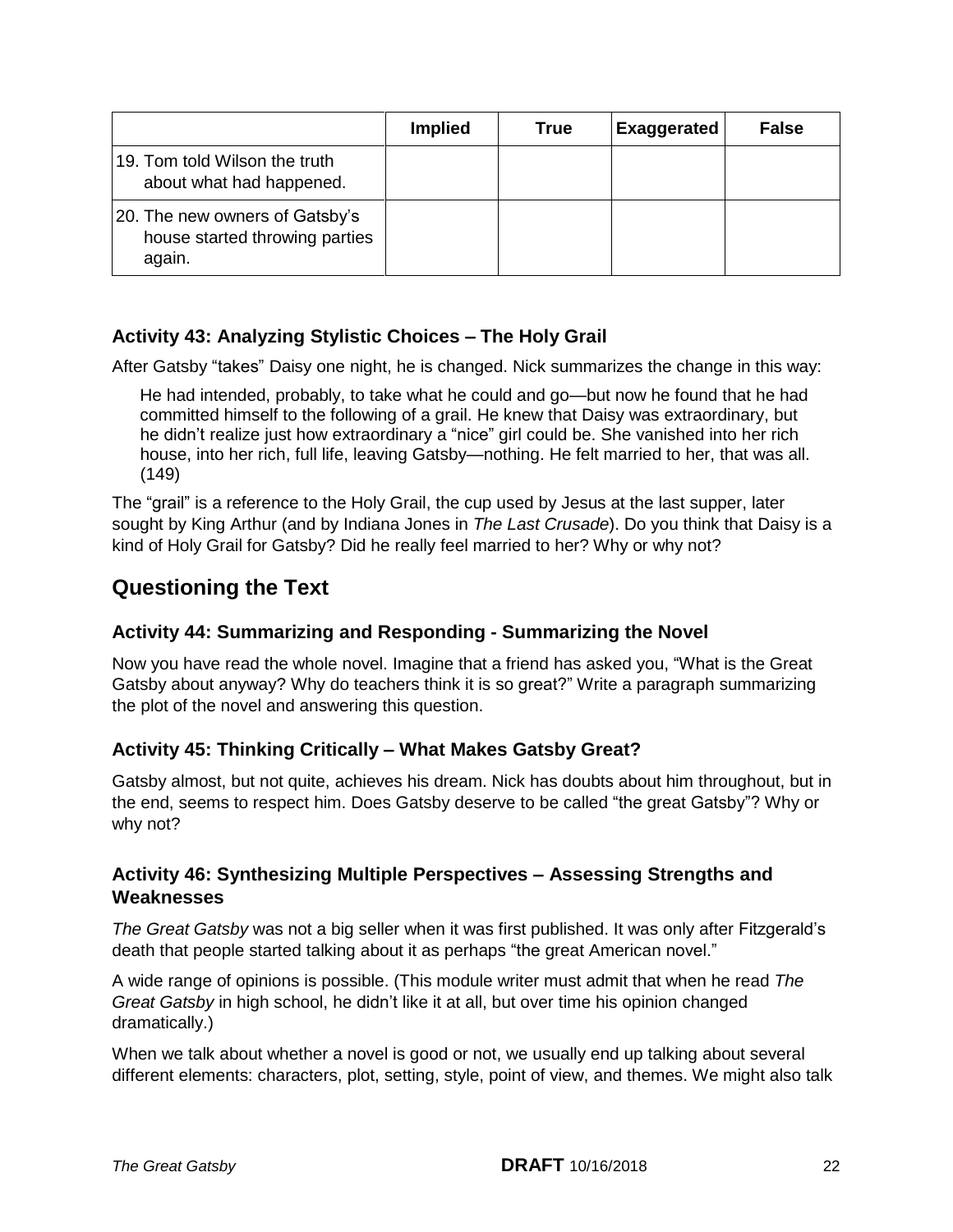| | Implied | True | Exaggerated | False |
|---|---|---|---|---|
| 19. Tom told Wilson the truth about what had happened. | | | | |
| 20. The new owners of Gatsby's house started throwing parties again. | | | | |

### Activity 43: Analyzing Stylistic Choices – The Holy Grail

After Gatsby "takes" Daisy one night, he is changed. Nick summarizes the change in this way:

> He had intended, probably, to take what he could and go—but now he found that he had committed himself to the following of a grail. He knew that Daisy was extraordinary, but he didn't realize just how extraordinary a "nice" girl could be. She vanished into her rich house, into her rich, full life, leaving Gatsby—nothing. He felt married to her, that was all. (149)

The "grail" is a reference to the Holy Grail, the cup used by Jesus at the last supper, later sought by King Arthur (and by Indiana Jones in *The Last Crusade*). Do you think that Daisy is a kind of Holy Grail for Gatsby? Did he really feel married to her? Why or why not?

## Questioning the Text

### Activity 44: Summarizing and Responding - Summarizing the Novel

Now you have read the whole novel. Imagine that a friend has asked you, "What is the Great Gatsby about anyway? Why do teachers think it is so great?" Write a paragraph summarizing the plot of the novel and answering this question.

### Activity 45: Thinking Critically – What Makes Gatsby Great?

Gatsby almost, but not quite, achieves his dream. Nick has doubts about him throughout, but in the end, seems to respect him. Does Gatsby deserve to be called "the great Gatsby"? Why or why not?

### Activity 46: Synthesizing Multiple Perspectives – Assessing Strengths and Weaknesses

*The Great Gatsby* was not a big seller when it was first published. It was only after Fitzgerald's death that people started talking about it as perhaps "the great American novel."

A wide range of opinions is possible. (This module writer must admit that when he read *The Great Gatsby* in high school, he didn't like it at all, but over time his opinion changed dramatically.)

When we talk about whether a novel is good or not, we usually end up talking about several different elements: characters, plot, setting, style, point of view, and themes. We might also talk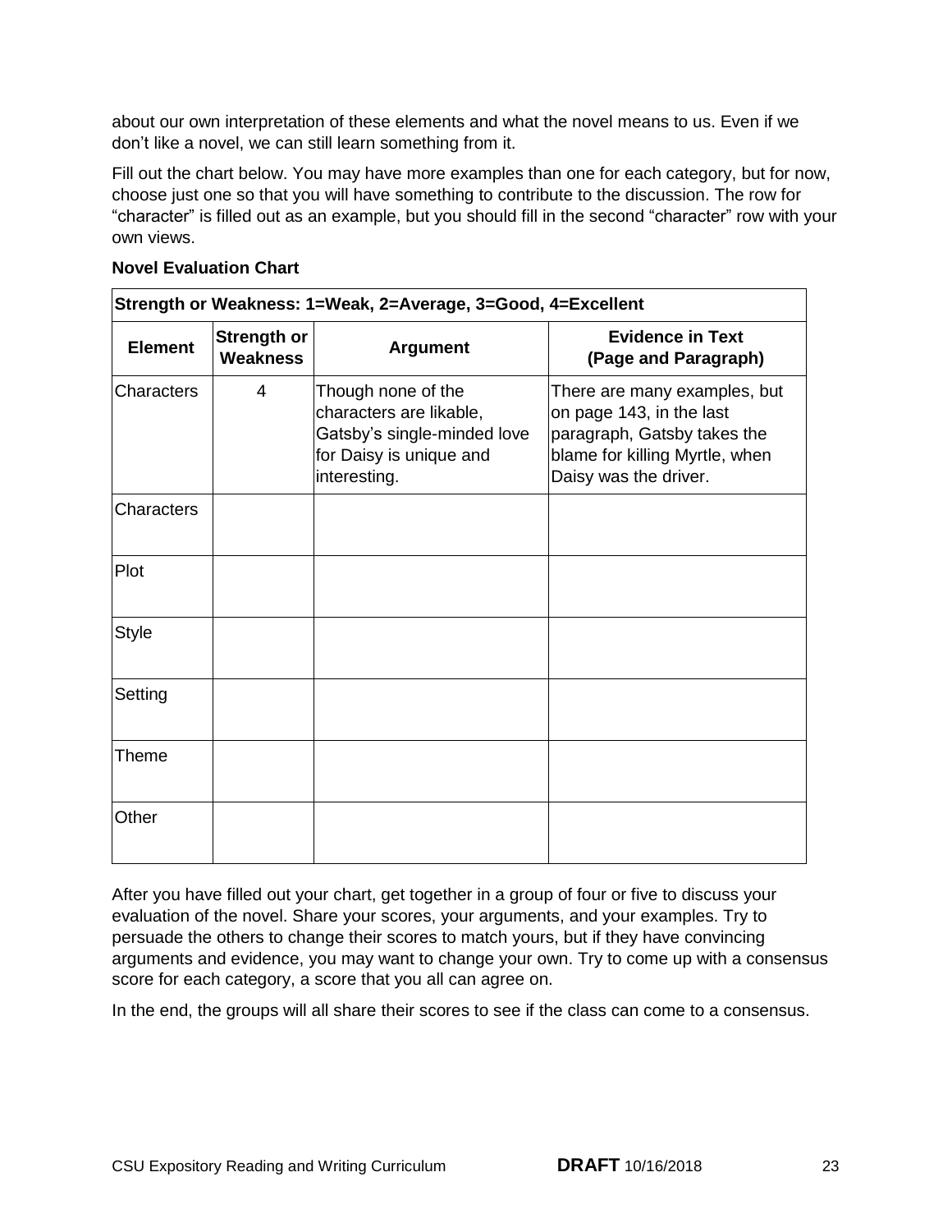about our own interpretation of these elements and what the novel means to us. Even if we don't like a novel, we can still learn something from it.

Fill out the chart below. You may have more examples than one for each category, but for now, choose just one so that you will have something to contribute to the discussion. The row for "character" is filled out as an example, but you should fill in the second "character" row with your own views.

**Novel Evaluation Chart**

| **Strength or Weakness: 1=Weak, 2=Average, 3=Good, 4=Excellent** | | | |
|---|---|---|---|
| **Element** | **Strength or Weakness** | **Argument** | **Evidence in Text (Page and Paragraph)** |
| Characters | 4 | Though none of the characters are likable, Gatsby's single-minded love for Daisy is unique and interesting. | There are many examples, but on page 143, in the last paragraph, Gatsby takes the blame for killing Myrtle, when Daisy was the driver. |
| Characters | | | |
| Plot | | | |
| Style | | | |
| Setting | | | |
| Theme | | | |
| Other | | | |

After you have filled out your chart, get together in a group of four or five to discuss your evaluation of the novel. Share your scores, your arguments, and your examples. Try to persuade the others to change their scores to match yours, but if they have convincing arguments and evidence, you may want to change your own. Try to come up with a consensus score for each category, a score that you all can agree on.

In the end, the groups will all share their scores to see if the class can come to a consensus.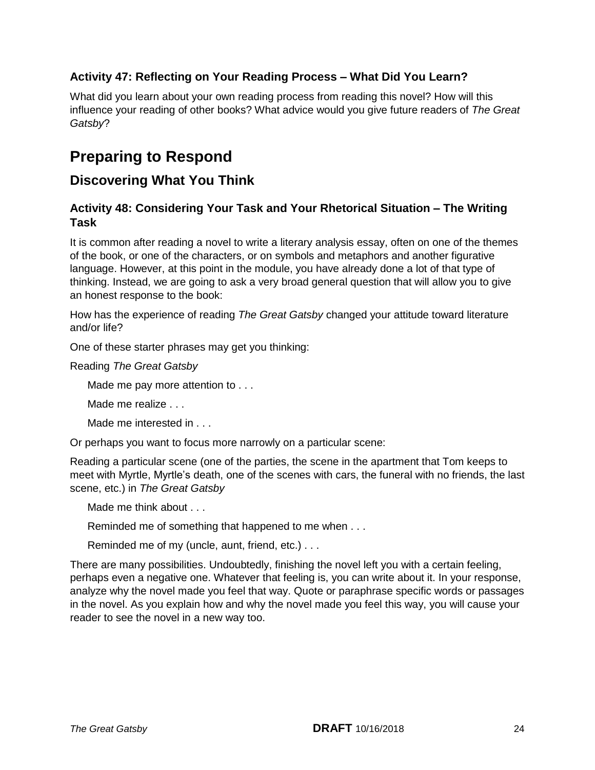### Activity 47: Reflecting on Your Reading Process – What Did You Learn?

What did you learn about your own reading process from reading this novel? How will this influence your reading of other books? What advice would you give future readers of *The Great Gatsby*?

# Preparing to Respond

## Discovering What You Think

### Activity 48: Considering Your Task and Your Rhetorical Situation – The Writing Task

It is common after reading a novel to write a literary analysis essay, often on one of the themes of the book, or one of the characters, or on symbols and metaphors and another figurative language. However, at this point in the module, you have already done a lot of that type of thinking. Instead, we are going to ask a very broad general question that will allow you to give an honest response to the book:

How has the experience of reading *The Great Gatsby* changed your attitude toward literature and/or life?

One of these starter phrases may get you thinking:

Reading *The Great Gatsby*

> Made me pay more attention to . . .
>
> Made me realize . . .
>
> Made me interested in . . .

Or perhaps you want to focus more narrowly on a particular scene:

Reading a particular scene (one of the parties, the scene in the apartment that Tom keeps to meet with Myrtle, Myrtle's death, one of the scenes with cars, the funeral with no friends, the last scene, etc.) in *The Great Gatsby*

> Made me think about . . .
>
> Reminded me of something that happened to me when . . .
>
> Reminded me of my (uncle, aunt, friend, etc.) . . .

There are many possibilities. Undoubtedly, finishing the novel left you with a certain feeling, perhaps even a negative one. Whatever that feeling is, you can write about it. In your response, analyze why the novel made you feel that way. Quote or paraphrase specific words or passages in the novel. As you explain how and why the novel made you feel this way, you will cause your reader to see the novel in a new way too.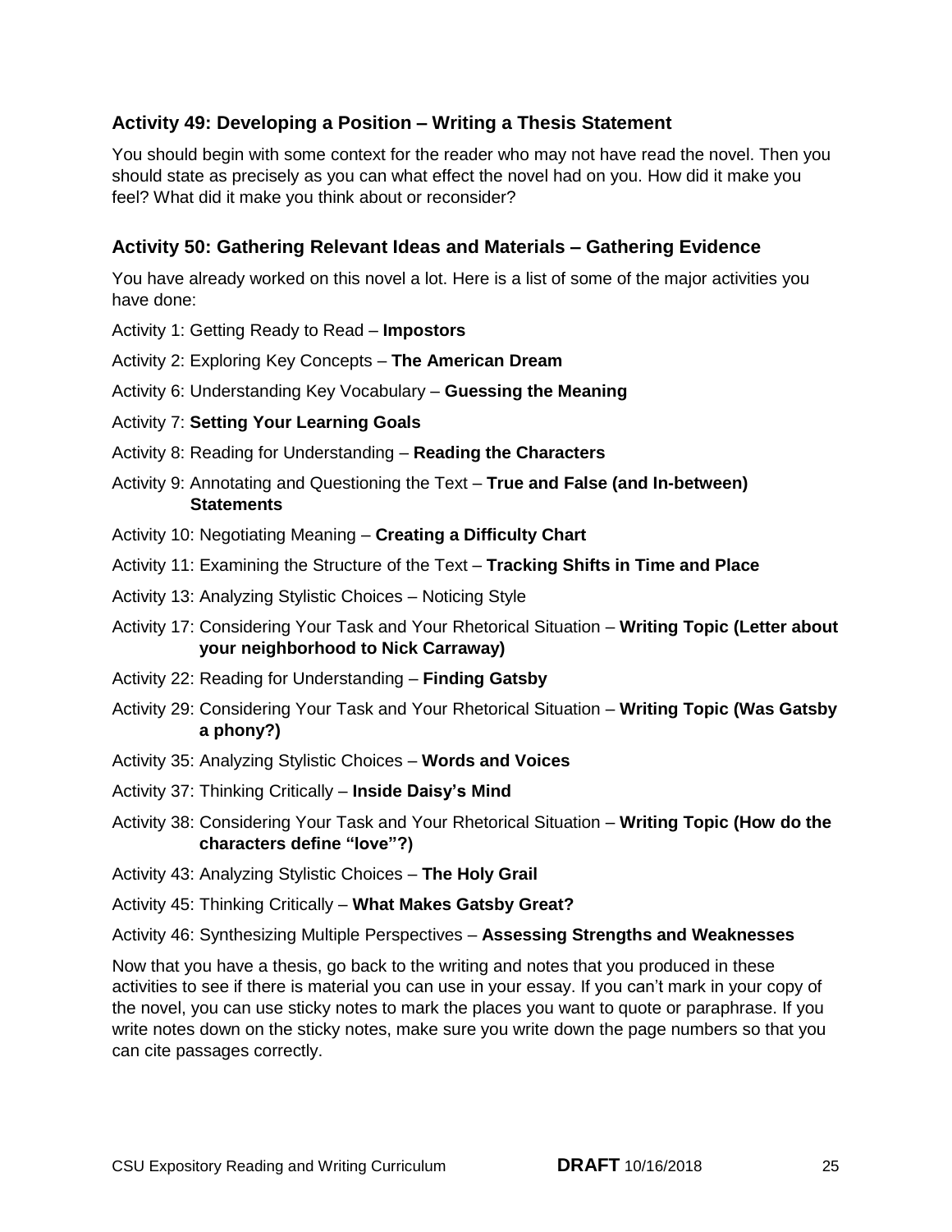### Activity 49: Developing a Position – Writing a Thesis Statement

You should begin with some context for the reader who may not have read the novel. Then you should state as precisely as you can what effect the novel had on you. How did it make you feel? What did it make you think about or reconsider?

### Activity 50: Gathering Relevant Ideas and Materials – Gathering Evidence

You have already worked on this novel a lot. Here is a list of some of the major activities you have done:

Activity 1: Getting Ready to Read – **Impostors**

Activity 2: Exploring Key Concepts – **The American Dream**

Activity 6: Understanding Key Vocabulary – **Guessing the Meaning**

Activity 7: **Setting Your Learning Goals**

Activity 8: Reading for Understanding – **Reading the Characters**

Activity 9: Annotating and Questioning the Text – **True and False (and In-between) Statements**

Activity 10: Negotiating Meaning – **Creating a Difficulty Chart**

Activity 11: Examining the Structure of the Text – **Tracking Shifts in Time and Place**

Activity 13: Analyzing Stylistic Choices – Noticing Style

Activity 17: Considering Your Task and Your Rhetorical Situation – **Writing Topic (Letter about your neighborhood to Nick Carraway)**

Activity 22: Reading for Understanding – **Finding Gatsby**

Activity 29: Considering Your Task and Your Rhetorical Situation – **Writing Topic (Was Gatsby a phony?)**

Activity 35: Analyzing Stylistic Choices – **Words and Voices**

Activity 37: Thinking Critically – **Inside Daisy's Mind**

Activity 38: Considering Your Task and Your Rhetorical Situation – **Writing Topic (How do the characters define "love"?)**

Activity 43: Analyzing Stylistic Choices – **The Holy Grail**

Activity 45: Thinking Critically – **What Makes Gatsby Great?**

Activity 46: Synthesizing Multiple Perspectives – **Assessing Strengths and Weaknesses**

Now that you have a thesis, go back to the writing and notes that you produced in these activities to see if there is material you can use in your essay. If you can't mark in your copy of the novel, you can use sticky notes to mark the places you want to quote or paraphrase. If you write notes down on the sticky notes, make sure you write down the page numbers so that you can cite passages correctly.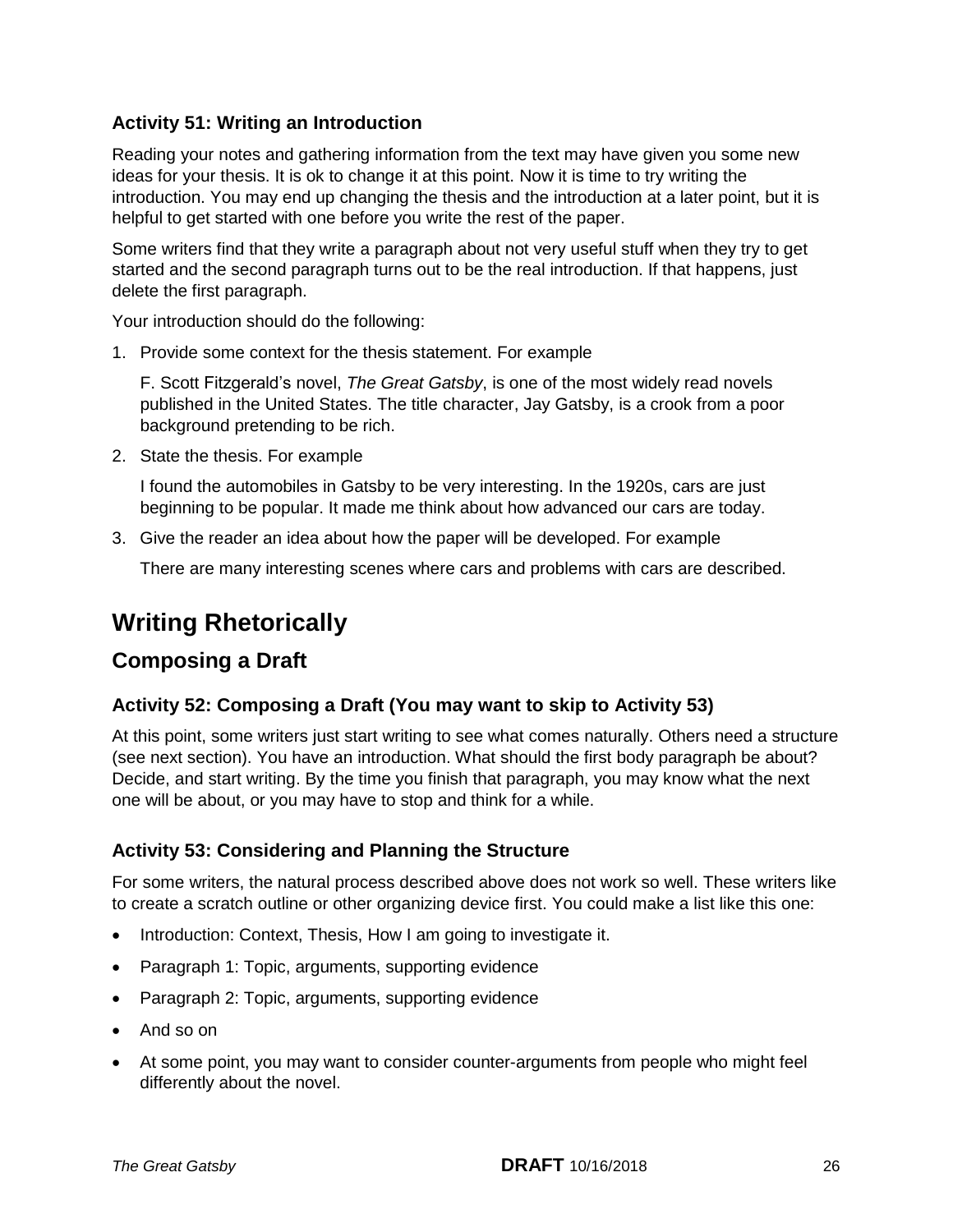### Activity 51: Writing an Introduction

Reading your notes and gathering information from the text may have given you some new ideas for your thesis. It is ok to change it at this point. Now it is time to try writing the introduction. You may end up changing the thesis and the introduction at a later point, but it is helpful to get started with one before you write the rest of the paper.

Some writers find that they write a paragraph about not very useful stuff when they try to get started and the second paragraph turns out to be the real introduction. If that happens, just delete the first paragraph.

Your introduction should do the following:

1. Provide some context for the thesis statement. For example

   F. Scott Fitzgerald's novel, *The Great Gatsby*, is one of the most widely read novels published in the United States. The title character, Jay Gatsby, is a crook from a poor background pretending to be rich.

2. State the thesis. For example

   I found the automobiles in Gatsby to be very interesting. In the 1920s, cars are just beginning to be popular. It made me think about how advanced our cars are today.

3. Give the reader an idea about how the paper will be developed. For example

   There are many interesting scenes where cars and problems with cars are described.

# Writing Rhetorically

## Composing a Draft

### Activity 52: Composing a Draft (You may want to skip to Activity 53)

At this point, some writers just start writing to see what comes naturally. Others need a structure (see next section). You have an introduction. What should the first body paragraph be about? Decide, and start writing. By the time you finish that paragraph, you may know what the next one will be about, or you may have to stop and think for a while.

### Activity 53: Considering and Planning the Structure

For some writers, the natural process described above does not work so well. These writers like to create a scratch outline or other organizing device first. You could make a list like this one:

- Introduction: Context, Thesis, How I am going to investigate it.
- Paragraph 1: Topic, arguments, supporting evidence
- Paragraph 2: Topic, arguments, supporting evidence
- And so on
- At some point, you may want to consider counter-arguments from people who might feel differently about the novel.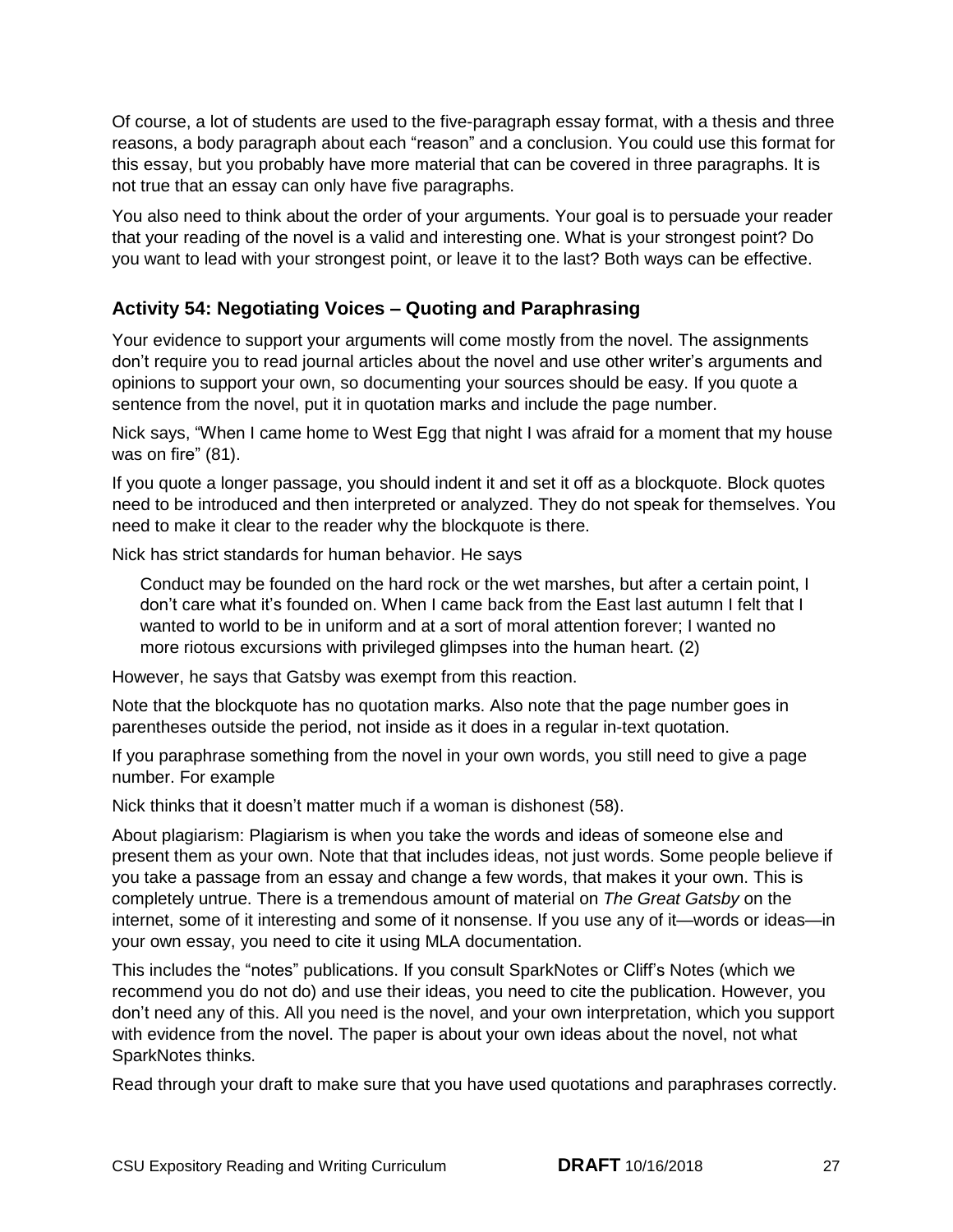Of course, a lot of students are used to the five-paragraph essay format, with a thesis and three reasons, a body paragraph about each "reason" and a conclusion. You could use this format for this essay, but you probably have more material that can be covered in three paragraphs. It is not true that an essay can only have five paragraphs.

You also need to think about the order of your arguments. Your goal is to persuade your reader that your reading of the novel is a valid and interesting one. What is your strongest point? Do you want to lead with your strongest point, or leave it to the last? Both ways can be effective.

### Activity 54: Negotiating Voices – Quoting and Paraphrasing

Your evidence to support your arguments will come mostly from the novel. The assignments don't require you to read journal articles about the novel and use other writer's arguments and opinions to support your own, so documenting your sources should be easy. If you quote a sentence from the novel, put it in quotation marks and include the page number.

Nick says, "When I came home to West Egg that night I was afraid for a moment that my house was on fire" (81).

If you quote a longer passage, you should indent it and set it off as a blockquote. Block quotes need to be introduced and then interpreted or analyzed. They do not speak for themselves. You need to make it clear to the reader why the blockquote is there.

Nick has strict standards for human behavior. He says

> Conduct may be founded on the hard rock or the wet marshes, but after a certain point, I don't care what it's founded on. When I came back from the East last autumn I felt that I wanted to world to be in uniform and at a sort of moral attention forever; I wanted no more riotous excursions with privileged glimpses into the human heart. (2)

However, he says that Gatsby was exempt from this reaction.

Note that the blockquote has no quotation marks. Also note that the page number goes in parentheses outside the period, not inside as it does in a regular in-text quotation.

If you paraphrase something from the novel in your own words, you still need to give a page number. For example

Nick thinks that it doesn't matter much if a woman is dishonest (58).

About plagiarism: Plagiarism is when you take the words and ideas of someone else and present them as your own. Note that that includes ideas, not just words. Some people believe if you take a passage from an essay and change a few words, that makes it your own. This is completely untrue. There is a tremendous amount of material on *The Great Gatsby* on the internet, some of it interesting and some of it nonsense. If you use any of it—words or ideas—in your own essay, you need to cite it using MLA documentation.

This includes the "notes" publications. If you consult SparkNotes or Cliff's Notes (which we recommend you do not do) and use their ideas, you need to cite the publication. However, you don't need any of this. All you need is the novel, and your own interpretation, which you support with evidence from the novel. The paper is about your own ideas about the novel, not what SparkNotes thinks.

Read through your draft to make sure that you have used quotations and paraphrases correctly.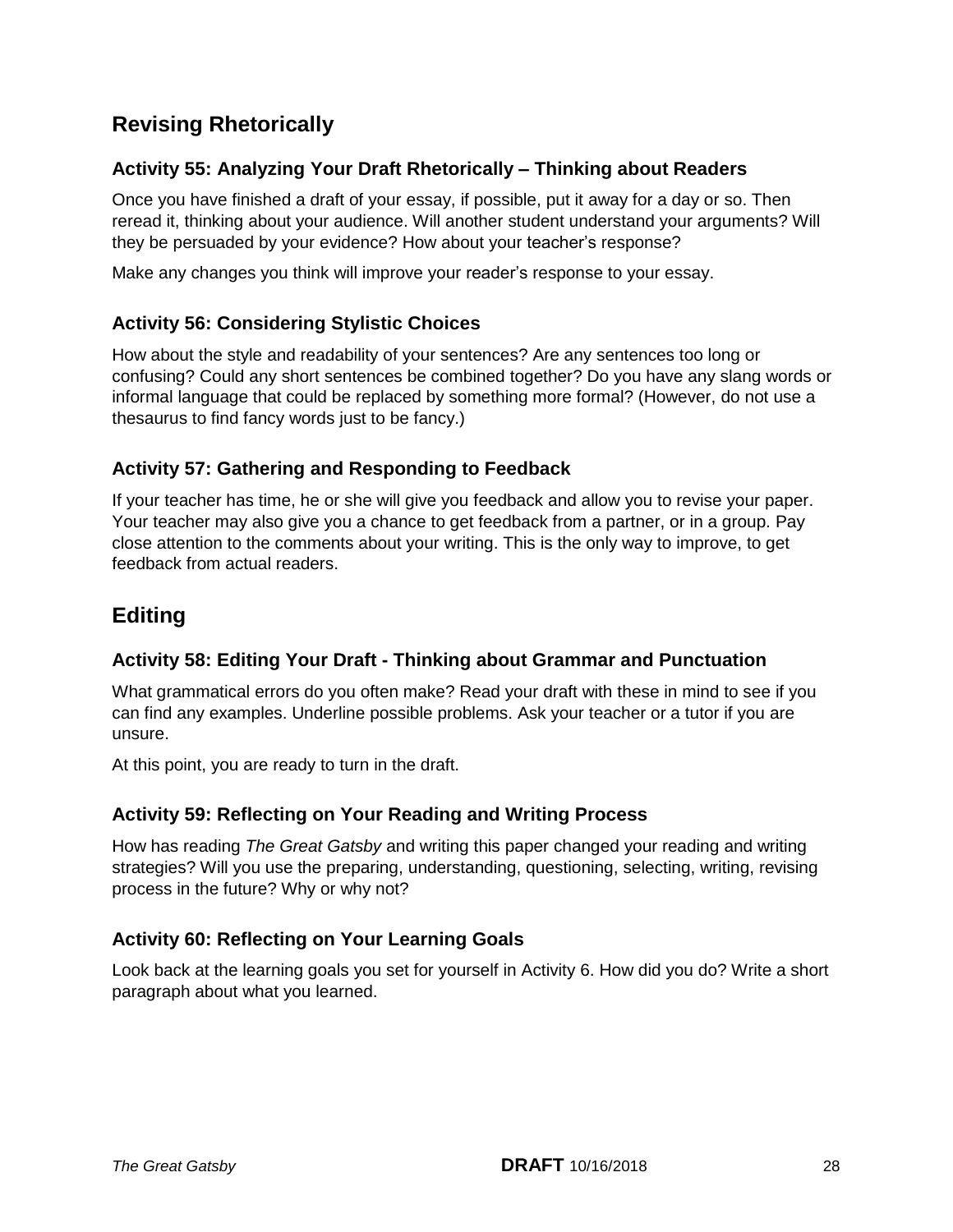## Revising Rhetorically

### Activity 55: Analyzing Your Draft Rhetorically – Thinking about Readers

Once you have finished a draft of your essay, if possible, put it away for a day or so. Then reread it, thinking about your audience. Will another student understand your arguments? Will they be persuaded by your evidence? How about your teacher's response?

Make any changes you think will improve your reader's response to your essay.

### Activity 56: Considering Stylistic Choices

How about the style and readability of your sentences? Are any sentences too long or confusing? Could any short sentences be combined together? Do you have any slang words or informal language that could be replaced by something more formal? (However, do not use a thesaurus to find fancy words just to be fancy.)

### Activity 57: Gathering and Responding to Feedback

If your teacher has time, he or she will give you feedback and allow you to revise your paper. Your teacher may also give you a chance to get feedback from a partner, or in a group. Pay close attention to the comments about your writing. This is the only way to improve, to get feedback from actual readers.

## Editing

### Activity 58: Editing Your Draft - Thinking about Grammar and Punctuation

What grammatical errors do you often make? Read your draft with these in mind to see if you can find any examples. Underline possible problems. Ask your teacher or a tutor if you are unsure.

At this point, you are ready to turn in the draft.

### Activity 59: Reflecting on Your Reading and Writing Process

How has reading *The Great Gatsby* and writing this paper changed your reading and writing strategies? Will you use the preparing, understanding, questioning, selecting, writing, revising process in the future? Why or why not?

### Activity 60: Reflecting on Your Learning Goals

Look back at the learning goals you set for yourself in Activity 6. How did you do? Write a short paragraph about what you learned.